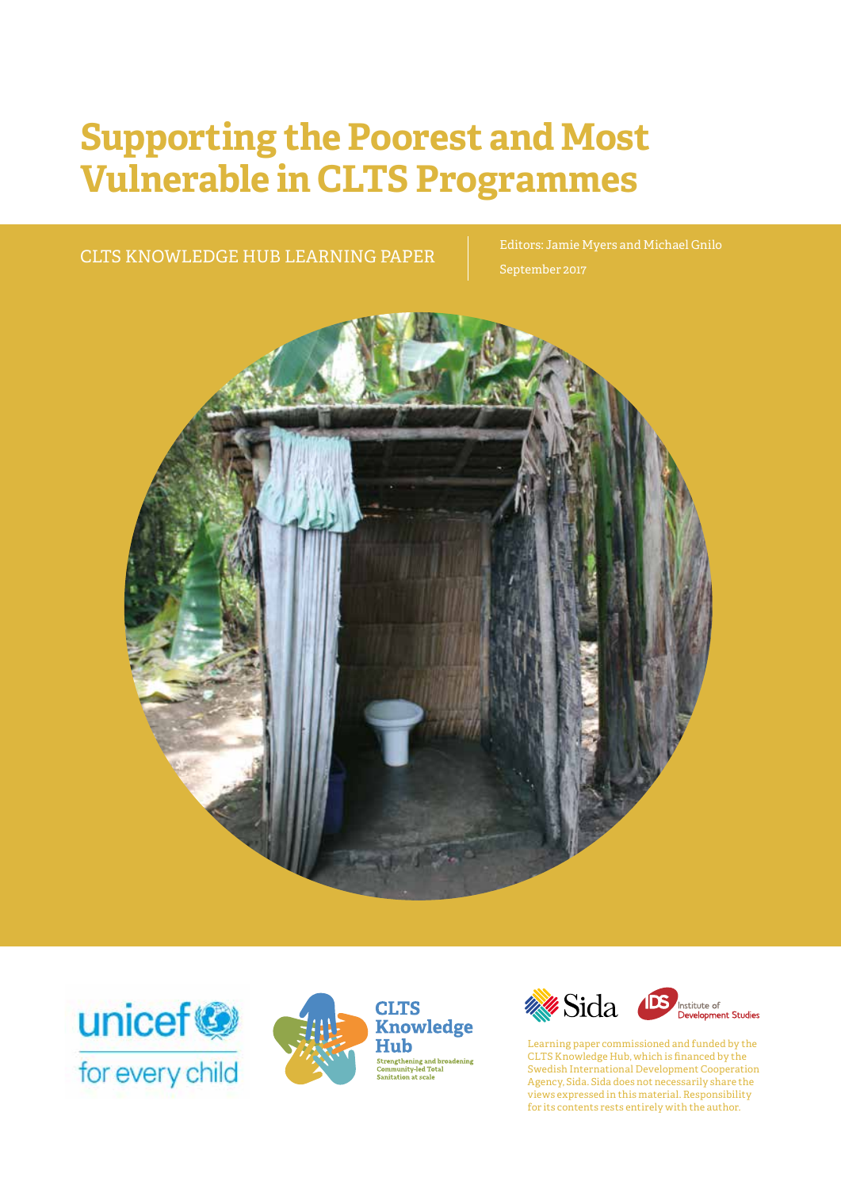# Supporting the Poorest and Most Vulnerable in CLTS Programmes

CLTS KNOWLEDGE HUB LEARNING PAPER

Editors: Jamie Myers and Michael Gnilo

September 2017

unicef for every child

CLTS Knowledge Hub

Strengthening and broadening Community-led Total Sanitation at scale

Sida

Institute of Development Studies

Learning paper commissioned and funded by the CLTS Knowledge Hub, which is financed by the Swedish International Development Cooperation Agency, Sida. Sida does not necessarily share the views expressed in this material. Responsibility for its contents rests entirely with the author.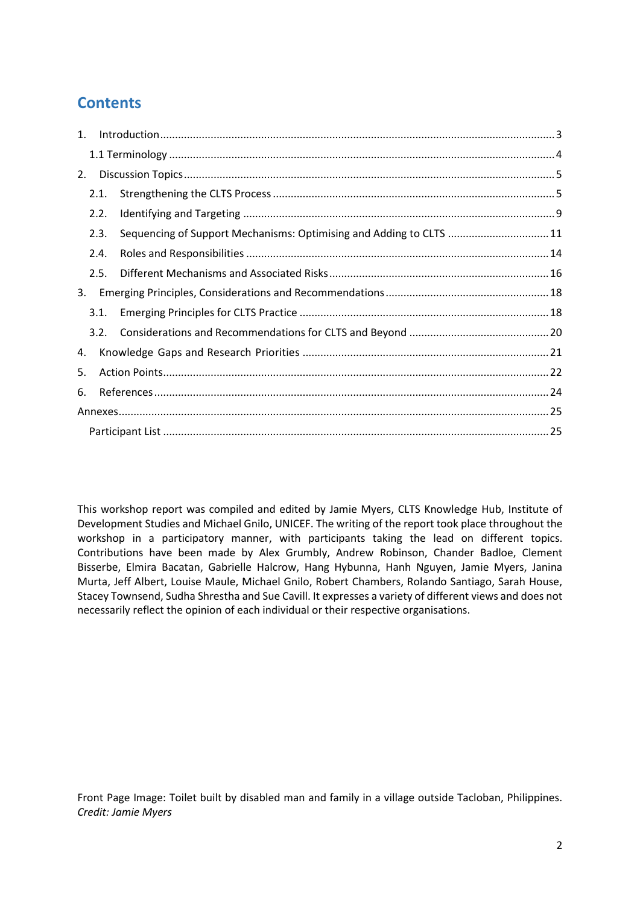# Contents

1. Introduction ... 3
   - 1.1 Terminology ... 4
2. Discussion Topics ... 5
   - 2.1. Strengthening the CLTS Process ... 5
   - 2.2. Identifying and Targeting ... 9
   - 2.3. Sequencing of Support Mechanisms: Optimising and Adding to CLTS ... 11
   - 2.4. Roles and Responsibilities ... 14
   - 2.5. Different Mechanisms and Associated Risks ... 16
3. Emerging Principles, Considerations and Recommendations ... 18
   - 3.1. Emerging Principles for CLTS Practice ... 18
   - 3.2. Considerations and Recommendations for CLTS and Beyond ... 20
4. Knowledge Gaps and Research Priorities ... 21
5. Action Points ... 22
6. References ... 24

Annexes ... 25
- Participant List ... 25

This workshop report was compiled and edited by Jamie Myers, CLTS Knowledge Hub, Institute of Development Studies and Michael Gnilo, UNICEF. The writing of the report took place throughout the workshop in a participatory manner, with participants taking the lead on different topics. Contributions have been made by Alex Grumbly, Andrew Robinson, Chander Badloe, Clement Bisserbe, Elmira Bacatan, Gabrielle Halcrow, Hang Hybunna, Hanh Nguyen, Jamie Myers, Janina Murta, Jeff Albert, Louise Maule, Michael Gnilo, Robert Chambers, Rolando Santiago, Sarah House, Stacey Townsend, Sudha Shrestha and Sue Cavill. It expresses a variety of different views and does not necessarily reflect the opinion of each individual or their respective organisations.

Front Page Image: Toilet built by disabled man and family in a village outside Tacloban, Philippines. *Credit: Jamie Myers*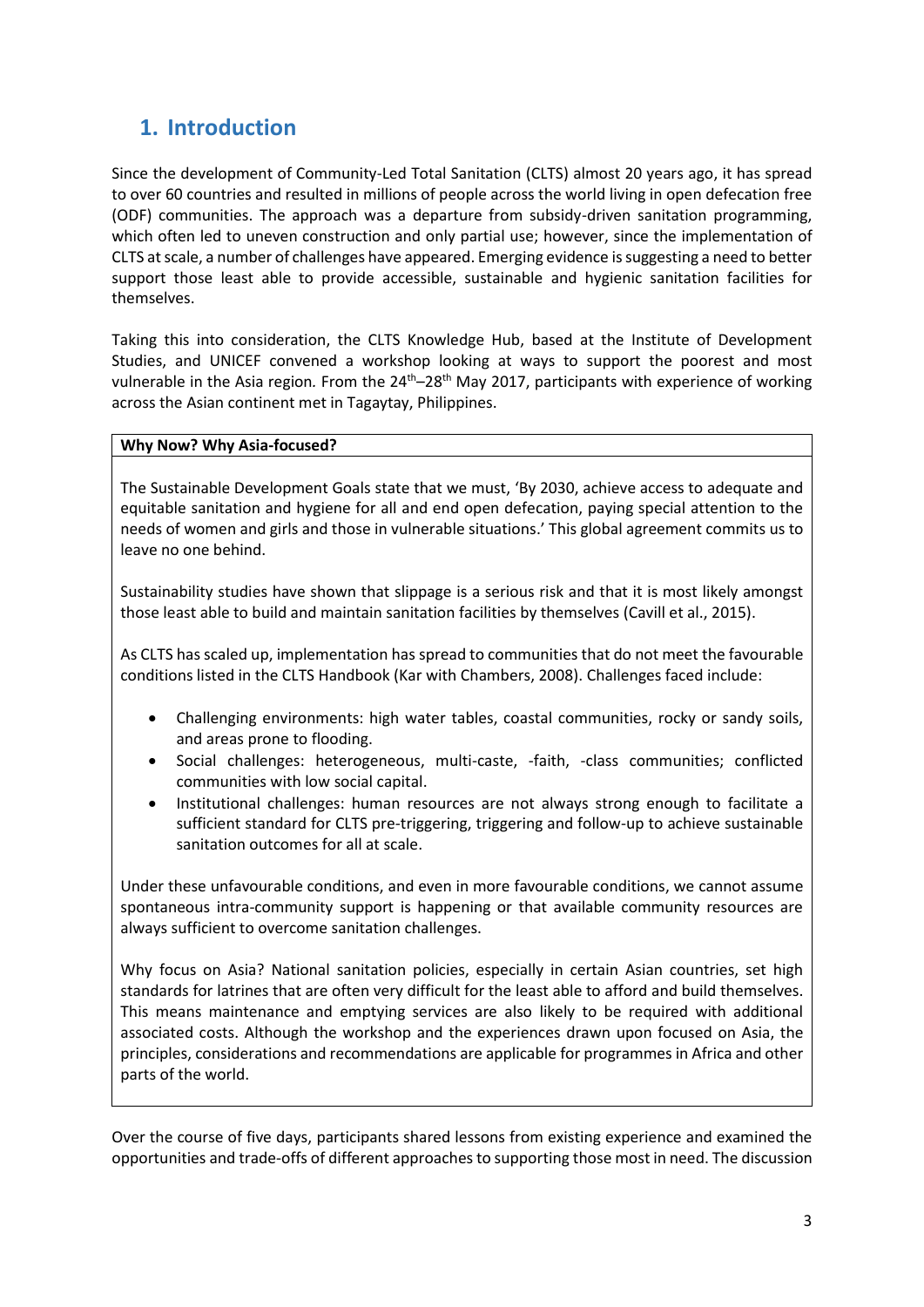## 1. Introduction

Since the development of Community-Led Total Sanitation (CLTS) almost 20 years ago, it has spread to over 60 countries and resulted in millions of people across the world living in open defecation free (ODF) communities. The approach was a departure from subsidy-driven sanitation programming, which often led to uneven construction and only partial use; however, since the implementation of CLTS at scale, a number of challenges have appeared. Emerging evidence is suggesting a need to better support those least able to provide accessible, sustainable and hygienic sanitation facilities for themselves.

Taking this into consideration, the CLTS Knowledge Hub, based at the Institute of Development Studies, and UNICEF convened a workshop looking at ways to support the poorest and most vulnerable in the Asia region. From the 24th–28th May 2017, participants with experience of working across the Asian continent met in Tagaytay, Philippines.

**Why Now? Why Asia-focused?**

The Sustainable Development Goals state that we must, 'By 2030, achieve access to adequate and equitable sanitation and hygiene for all and end open defecation, paying special attention to the needs of women and girls and those in vulnerable situations.' This global agreement commits us to leave no one behind.

Sustainability studies have shown that slippage is a serious risk and that it is most likely amongst those least able to build and maintain sanitation facilities by themselves (Cavill et al., 2015).

As CLTS has scaled up, implementation has spread to communities that do not meet the favourable conditions listed in the CLTS Handbook (Kar with Chambers, 2008). Challenges faced include:

- Challenging environments: high water tables, coastal communities, rocky or sandy soils, and areas prone to flooding.
- Social challenges: heterogeneous, multi-caste, -faith, -class communities; conflicted communities with low social capital.
- Institutional challenges: human resources are not always strong enough to facilitate a sufficient standard for CLTS pre-triggering, triggering and follow-up to achieve sustainable sanitation outcomes for all at scale.

Under these unfavourable conditions, and even in more favourable conditions, we cannot assume spontaneous intra-community support is happening or that available community resources are always sufficient to overcome sanitation challenges.

Why focus on Asia? National sanitation policies, especially in certain Asian countries, set high standards for latrines that are often very difficult for the least able to afford and build themselves. This means maintenance and emptying services are also likely to be required with additional associated costs. Although the workshop and the experiences drawn upon focused on Asia, the principles, considerations and recommendations are applicable for programmes in Africa and other parts of the world.

Over the course of five days, participants shared lessons from existing experience and examined the opportunities and trade-offs of different approaches to supporting those most in need. The discussion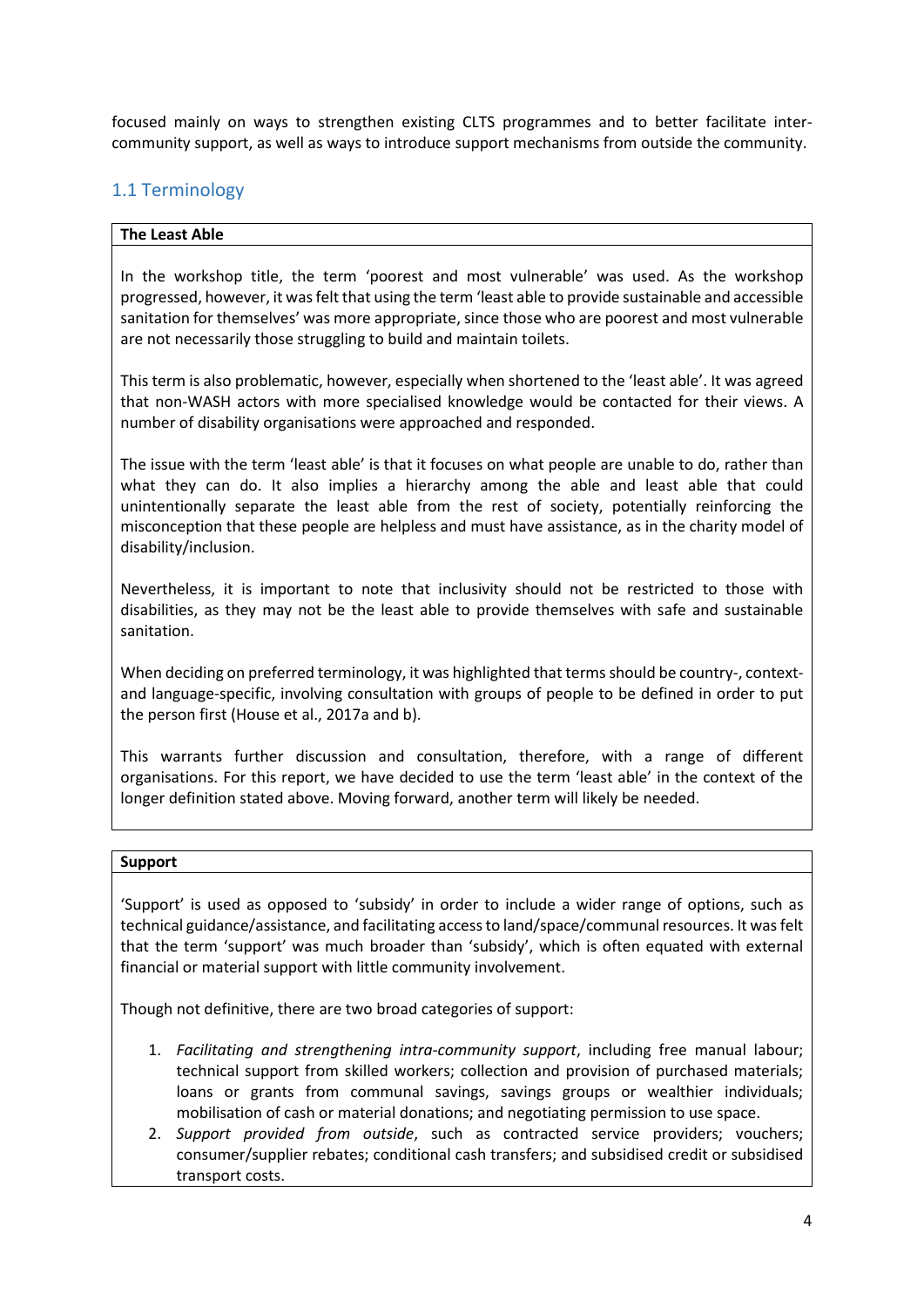focused mainly on ways to strengthen existing CLTS programmes and to better facilitate inter-community support, as well as ways to introduce support mechanisms from outside the community.

## 1.1 Terminology

**The Least Able**

In the workshop title, the term 'poorest and most vulnerable' was used. As the workshop progressed, however, it was felt that using the term 'least able to provide sustainable and accessible sanitation for themselves' was more appropriate, since those who are poorest and most vulnerable are not necessarily those struggling to build and maintain toilets.

This term is also problematic, however, especially when shortened to the 'least able'. It was agreed that non-WASH actors with more specialised knowledge would be contacted for their views. A number of disability organisations were approached and responded.

The issue with the term 'least able' is that it focuses on what people are unable to do, rather than what they can do. It also implies a hierarchy among the able and least able that could unintentionally separate the least able from the rest of society, potentially reinforcing the misconception that these people are helpless and must have assistance, as in the charity model of disability/inclusion.

Nevertheless, it is important to note that inclusivity should not be restricted to those with disabilities, as they may not be the least able to provide themselves with safe and sustainable sanitation.

When deciding on preferred terminology, it was highlighted that terms should be country-, context- and language-specific, involving consultation with groups of people to be defined in order to put the person first (House et al., 2017a and b).

This warrants further discussion and consultation, therefore, with a range of different organisations. For this report, we have decided to use the term 'least able' in the context of the longer definition stated above. Moving forward, another term will likely be needed.

**Support**

'Support' is used as opposed to 'subsidy' in order to include a wider range of options, such as technical guidance/assistance, and facilitating access to land/space/communal resources. It was felt that the term 'support' was much broader than 'subsidy', which is often equated with external financial or material support with little community involvement.

Though not definitive, there are two broad categories of support:

1. *Facilitating and strengthening intra-community support*, including free manual labour; technical support from skilled workers; collection and provision of purchased materials; loans or grants from communal savings, savings groups or wealthier individuals; mobilisation of cash or material donations; and negotiating permission to use space.
2. *Support provided from outside*, such as contracted service providers; vouchers; consumer/supplier rebates; conditional cash transfers; and subsidised credit or subsidised transport costs.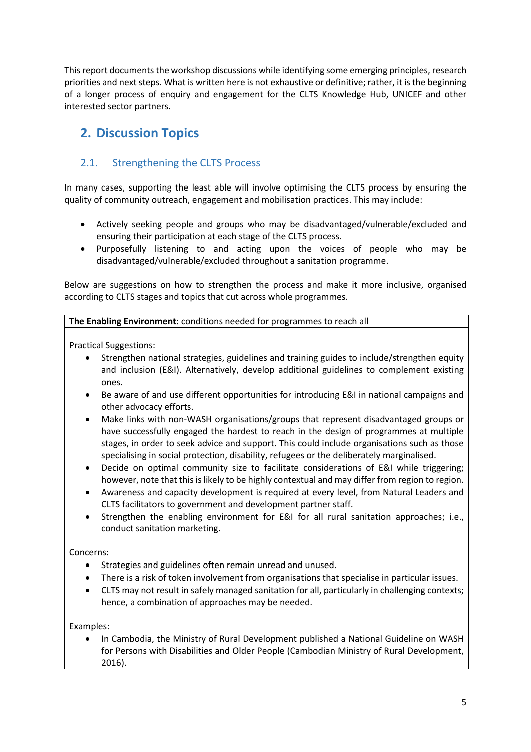This report documents the workshop discussions while identifying some emerging principles, research priorities and next steps. What is written here is not exhaustive or definitive; rather, it is the beginning of a longer process of enquiry and engagement for the CLTS Knowledge Hub, UNICEF and other interested sector partners.

## 2. Discussion Topics

### 2.1. Strengthening the CLTS Process

In many cases, supporting the least able will involve optimising the CLTS process by ensuring the quality of community outreach, engagement and mobilisation practices. This may include:

- Actively seeking people and groups who may be disadvantaged/vulnerable/excluded and ensuring their participation at each stage of the CLTS process.
- Purposefully listening to and acting upon the voices of people who may be disadvantaged/vulnerable/excluded throughout a sanitation programme.

Below are suggestions on how to strengthen the process and make it more inclusive, organised according to CLTS stages and topics that cut across whole programmes.

**The Enabling Environment:** conditions needed for programmes to reach all

Practical Suggestions:

- Strengthen national strategies, guidelines and training guides to include/strengthen equity and inclusion (E&I). Alternatively, develop additional guidelines to complement existing ones.
- Be aware of and use different opportunities for introducing E&I in national campaigns and other advocacy efforts.
- Make links with non-WASH organisations/groups that represent disadvantaged groups or have successfully engaged the hardest to reach in the design of programmes at multiple stages, in order to seek advice and support. This could include organisations such as those specialising in social protection, disability, refugees or the deliberately marginalised.
- Decide on optimal community size to facilitate considerations of E&I while triggering; however, note that this is likely to be highly contextual and may differ from region to region.
- Awareness and capacity development is required at every level, from Natural Leaders and CLTS facilitators to government and development partner staff.
- Strengthen the enabling environment for E&I for all rural sanitation approaches; i.e., conduct sanitation marketing.

Concerns:

- Strategies and guidelines often remain unread and unused.
- There is a risk of token involvement from organisations that specialise in particular issues.
- CLTS may not result in safely managed sanitation for all, particularly in challenging contexts; hence, a combination of approaches may be needed.

Examples:

- In Cambodia, the Ministry of Rural Development published a National Guideline on WASH for Persons with Disabilities and Older People (Cambodian Ministry of Rural Development, 2016).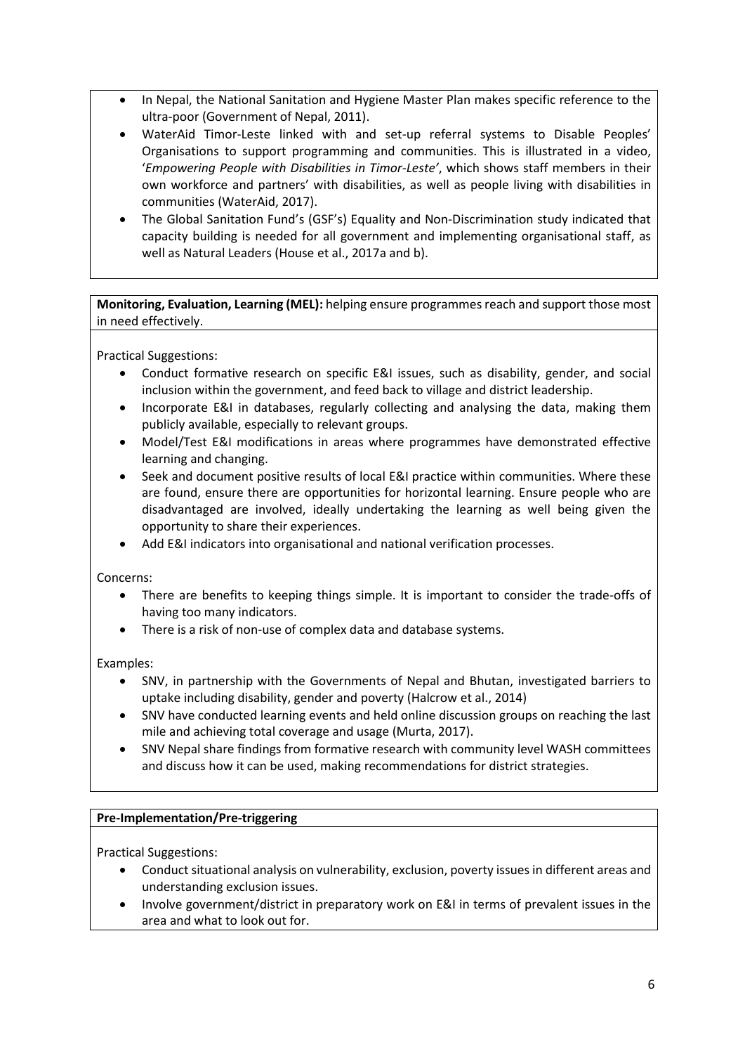- In Nepal, the National Sanitation and Hygiene Master Plan makes specific reference to the ultra-poor (Government of Nepal, 2011).
- WaterAid Timor-Leste linked with and set-up referral systems to Disable Peoples' Organisations to support programming and communities. This is illustrated in a video, '*Empowering People with Disabilities in Timor-Leste'*, which shows staff members in their own workforce and partners' with disabilities, as well as people living with disabilities in communities (WaterAid, 2017).
- The Global Sanitation Fund's (GSF's) Equality and Non-Discrimination study indicated that capacity building is needed for all government and implementing organisational staff, as well as Natural Leaders (House et al., 2017a and b).

**Monitoring, Evaluation, Learning (MEL):** helping ensure programmes reach and support those most in need effectively.

Practical Suggestions:

- Conduct formative research on specific E&I issues, such as disability, gender, and social inclusion within the government, and feed back to village and district leadership.
- Incorporate E&I in databases, regularly collecting and analysing the data, making them publicly available, especially to relevant groups.
- Model/Test E&I modifications in areas where programmes have demonstrated effective learning and changing.
- Seek and document positive results of local E&I practice within communities. Where these are found, ensure there are opportunities for horizontal learning. Ensure people who are disadvantaged are involved, ideally undertaking the learning as well being given the opportunity to share their experiences.
- Add E&I indicators into organisational and national verification processes.

Concerns:

- There are benefits to keeping things simple. It is important to consider the trade-offs of having too many indicators.
- There is a risk of non-use of complex data and database systems.

Examples:

- SNV, in partnership with the Governments of Nepal and Bhutan, investigated barriers to uptake including disability, gender and poverty (Halcrow et al., 2014)
- SNV have conducted learning events and held online discussion groups on reaching the last mile and achieving total coverage and usage (Murta, 2017).
- SNV Nepal share findings from formative research with community level WASH committees and discuss how it can be used, making recommendations for district strategies.

**Pre-Implementation/Pre-triggering**

Practical Suggestions:

- Conduct situational analysis on vulnerability, exclusion, poverty issues in different areas and understanding exclusion issues.
- Involve government/district in preparatory work on E&I in terms of prevalent issues in the area and what to look out for.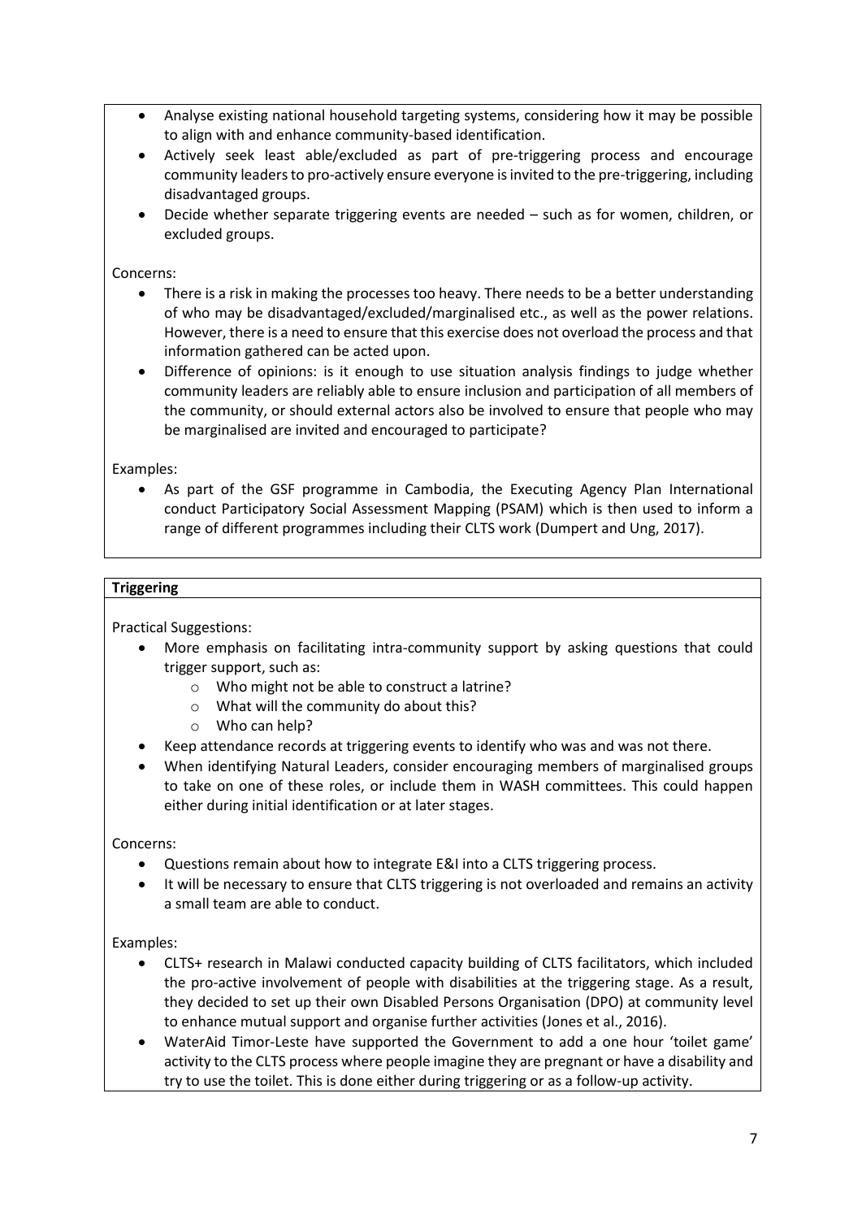- Analyse existing national household targeting systems, considering how it may be possible to align with and enhance community-based identification.
- Actively seek least able/excluded as part of pre-triggering process and encourage community leaders to pro-actively ensure everyone is invited to the pre-triggering, including disadvantaged groups.
- Decide whether separate triggering events are needed – such as for women, children, or excluded groups.

Concerns:

- There is a risk in making the processes too heavy. There needs to be a better understanding of who may be disadvantaged/excluded/marginalised etc., as well as the power relations. However, there is a need to ensure that this exercise does not overload the process and that information gathered can be acted upon.
- Difference of opinions: is it enough to use situation analysis findings to judge whether community leaders are reliably able to ensure inclusion and participation of all members of the community, or should external actors also be involved to ensure that people who may be marginalised are invited and encouraged to participate?

Examples:

- As part of the GSF programme in Cambodia, the Executing Agency Plan International conduct Participatory Social Assessment Mapping (PSAM) which is then used to inform a range of different programmes including their CLTS work (Dumpert and Ung, 2017).

**Triggering**

Practical Suggestions:

- More emphasis on facilitating intra-community support by asking questions that could trigger support, such as:
  - Who might not be able to construct a latrine?
  - What will the community do about this?
  - Who can help?
- Keep attendance records at triggering events to identify who was and was not there.
- When identifying Natural Leaders, consider encouraging members of marginalised groups to take on one of these roles, or include them in WASH committees. This could happen either during initial identification or at later stages.

Concerns:

- Questions remain about how to integrate E&I into a CLTS triggering process.
- It will be necessary to ensure that CLTS triggering is not overloaded and remains an activity a small team are able to conduct.

Examples:

- CLTS+ research in Malawi conducted capacity building of CLTS facilitators, which included the pro-active involvement of people with disabilities at the triggering stage. As a result, they decided to set up their own Disabled Persons Organisation (DPO) at community level to enhance mutual support and organise further activities (Jones et al., 2016).
- WaterAid Timor-Leste have supported the Government to add a one hour 'toilet game' activity to the CLTS process where people imagine they are pregnant or have a disability and try to use the toilet. This is done either during triggering or as a follow-up activity.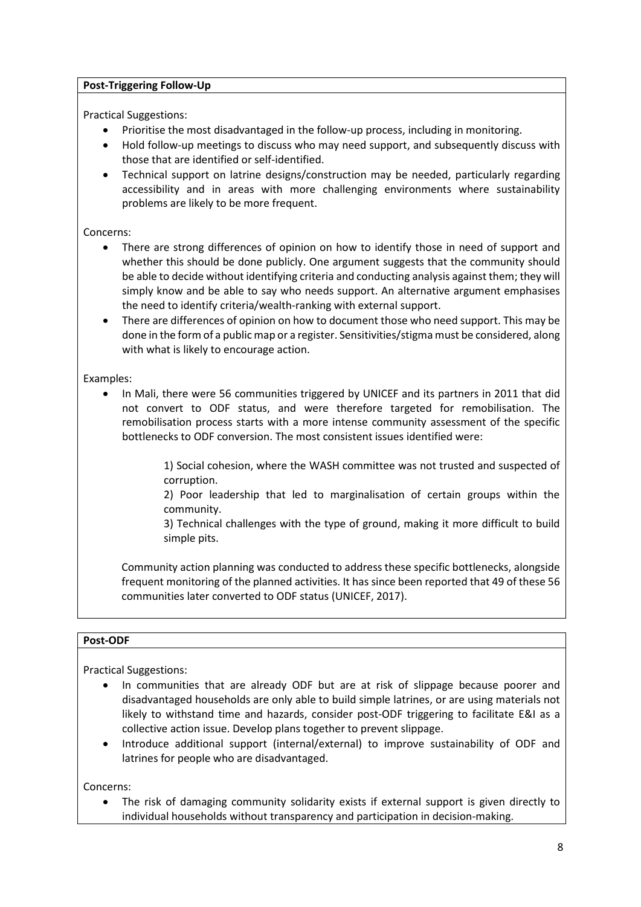**Post-Triggering Follow-Up**

Practical Suggestions:

- Prioritise the most disadvantaged in the follow-up process, including in monitoring.
- Hold follow-up meetings to discuss who may need support, and subsequently discuss with those that are identified or self-identified.
- Technical support on latrine designs/construction may be needed, particularly regarding accessibility and in areas with more challenging environments where sustainability problems are likely to be more frequent.

Concerns:

- There are strong differences of opinion on how to identify those in need of support and whether this should be done publicly. One argument suggests that the community should be able to decide without identifying criteria and conducting analysis against them; they will simply know and be able to say who needs support. An alternative argument emphasises the need to identify criteria/wealth-ranking with external support.
- There are differences of opinion on how to document those who need support. This may be done in the form of a public map or a register. Sensitivities/stigma must be considered, along with what is likely to encourage action.

Examples:

- In Mali, there were 56 communities triggered by UNICEF and its partners in 2011 that did not convert to ODF status, and were therefore targeted for remobilisation. The remobilisation process starts with a more intense community assessment of the specific bottlenecks to ODF conversion. The most consistent issues identified were:

  1) Social cohesion, where the WASH committee was not trusted and suspected of corruption.
  2) Poor leadership that led to marginalisation of certain groups within the community.
  3) Technical challenges with the type of ground, making it more difficult to build simple pits.

  Community action planning was conducted to address these specific bottlenecks, alongside frequent monitoring of the planned activities. It has since been reported that 49 of these 56 communities later converted to ODF status (UNICEF, 2017).

**Post-ODF**

Practical Suggestions:

- In communities that are already ODF but are at risk of slippage because poorer and disadvantaged households are only able to build simple latrines, or are using materials not likely to withstand time and hazards, consider post-ODF triggering to facilitate E&I as a collective action issue. Develop plans together to prevent slippage.
- Introduce additional support (internal/external) to improve sustainability of ODF and latrines for people who are disadvantaged.

Concerns:

- The risk of damaging community solidarity exists if external support is given directly to individual households without transparency and participation in decision-making.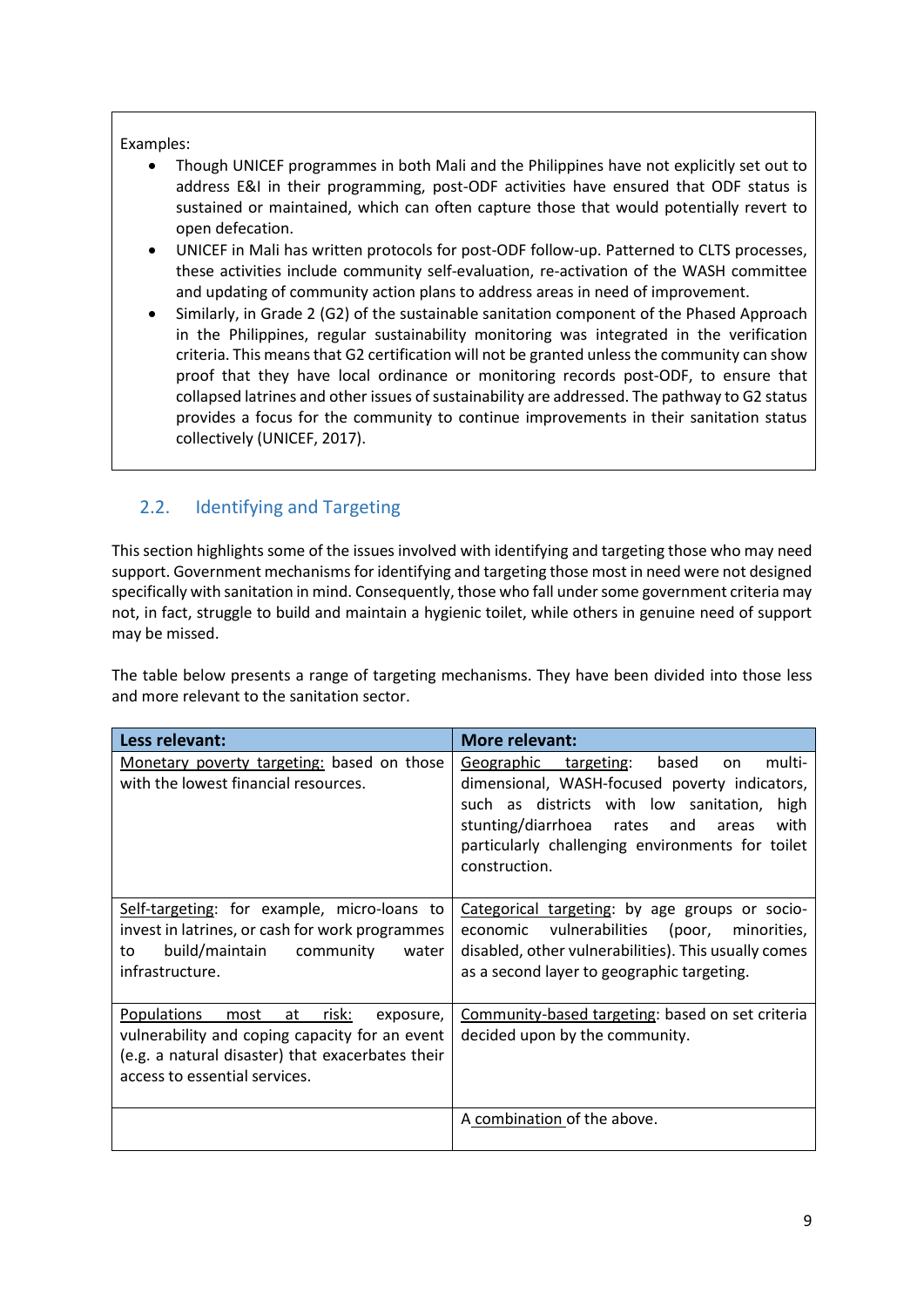Examples:

- Though UNICEF programmes in both Mali and the Philippines have not explicitly set out to address E&I in their programming, post-ODF activities have ensured that ODF status is sustained or maintained, which can often capture those that would potentially revert to open defecation.
- UNICEF in Mali has written protocols for post-ODF follow-up. Patterned to CLTS processes, these activities include community self-evaluation, re-activation of the WASH committee and updating of community action plans to address areas in need of improvement.
- Similarly, in Grade 2 (G2) of the sustainable sanitation component of the Phased Approach in the Philippines, regular sustainability monitoring was integrated in the verification criteria. This means that G2 certification will not be granted unless the community can show proof that they have local ordinance or monitoring records post-ODF, to ensure that collapsed latrines and other issues of sustainability are addressed. The pathway to G2 status provides a focus for the community to continue improvements in their sanitation status collectively (UNICEF, 2017).

## 2.2. Identifying and Targeting

This section highlights some of the issues involved with identifying and targeting those who may need support. Government mechanisms for identifying and targeting those most in need were not designed specifically with sanitation in mind. Consequently, those who fall under some government criteria may not, in fact, struggle to build and maintain a hygienic toilet, while others in genuine need of support may be missed.

The table below presents a range of targeting mechanisms. They have been divided into those less and more relevant to the sanitation sector.

| **Less relevant:** | **More relevant:** |
|---|---|
| Monetary poverty targeting: based on those with the lowest financial resources. | Geographic targeting: based on multi-dimensional, WASH-focused poverty indicators, such as districts with low sanitation, high stunting/diarrhoea rates and areas with particularly challenging environments for toilet construction. |
| Self-targeting: for example, micro-loans to invest in latrines, or cash for work programmes to build/maintain community water infrastructure. | Categorical targeting: by age groups or socio-economic vulnerabilities (poor, minorities, disabled, other vulnerabilities). This usually comes as a second layer to geographic targeting. |
| Populations most at risk: exposure, vulnerability and coping capacity for an event (e.g. a natural disaster) that exacerbates their access to essential services. | Community-based targeting: based on set criteria decided upon by the community. |
| | A combination of the above. |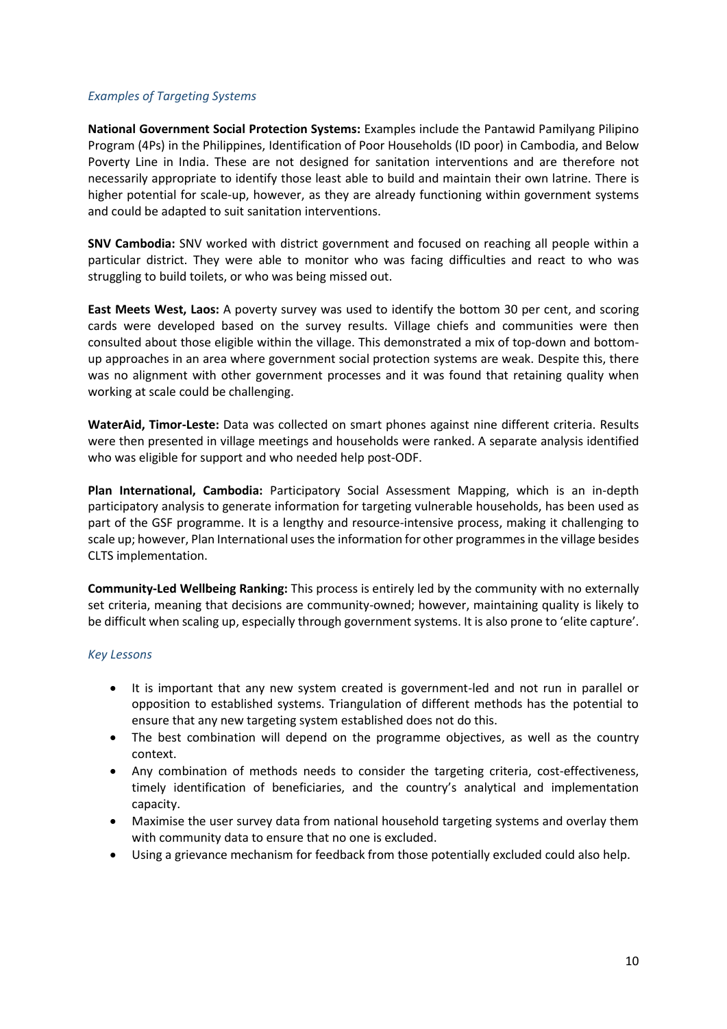### *Examples of Targeting Systems*

**National Government Social Protection Systems:** Examples include the Pantawid Pamilyang Pilipino Program (4Ps) in the Philippines, Identification of Poor Households (ID poor) in Cambodia, and Below Poverty Line in India. These are not designed for sanitation interventions and are therefore not necessarily appropriate to identify those least able to build and maintain their own latrine. There is higher potential for scale-up, however, as they are already functioning within government systems and could be adapted to suit sanitation interventions.

**SNV Cambodia:** SNV worked with district government and focused on reaching all people within a particular district. They were able to monitor who was facing difficulties and react to who was struggling to build toilets, or who was being missed out.

**East Meets West, Laos:** A poverty survey was used to identify the bottom 30 per cent, and scoring cards were developed based on the survey results. Village chiefs and communities were then consulted about those eligible within the village. This demonstrated a mix of top-down and bottom-up approaches in an area where government social protection systems are weak. Despite this, there was no alignment with other government processes and it was found that retaining quality when working at scale could be challenging.

**WaterAid, Timor-Leste:** Data was collected on smart phones against nine different criteria. Results were then presented in village meetings and households were ranked. A separate analysis identified who was eligible for support and who needed help post-ODF.

**Plan International, Cambodia:** Participatory Social Assessment Mapping, which is an in-depth participatory analysis to generate information for targeting vulnerable households, has been used as part of the GSF programme. It is a lengthy and resource-intensive process, making it challenging to scale up; however, Plan International uses the information for other programmes in the village besides CLTS implementation.

**Community-Led Wellbeing Ranking:** This process is entirely led by the community with no externally set criteria, meaning that decisions are community-owned; however, maintaining quality is likely to be difficult when scaling up, especially through government systems. It is also prone to 'elite capture'.

### *Key Lessons*

- It is important that any new system created is government-led and not run in parallel or opposition to established systems. Triangulation of different methods has the potential to ensure that any new targeting system established does not do this.
- The best combination will depend on the programme objectives, as well as the country context.
- Any combination of methods needs to consider the targeting criteria, cost-effectiveness, timely identification of beneficiaries, and the country's analytical and implementation capacity.
- Maximise the user survey data from national household targeting systems and overlay them with community data to ensure that no one is excluded.
- Using a grievance mechanism for feedback from those potentially excluded could also help.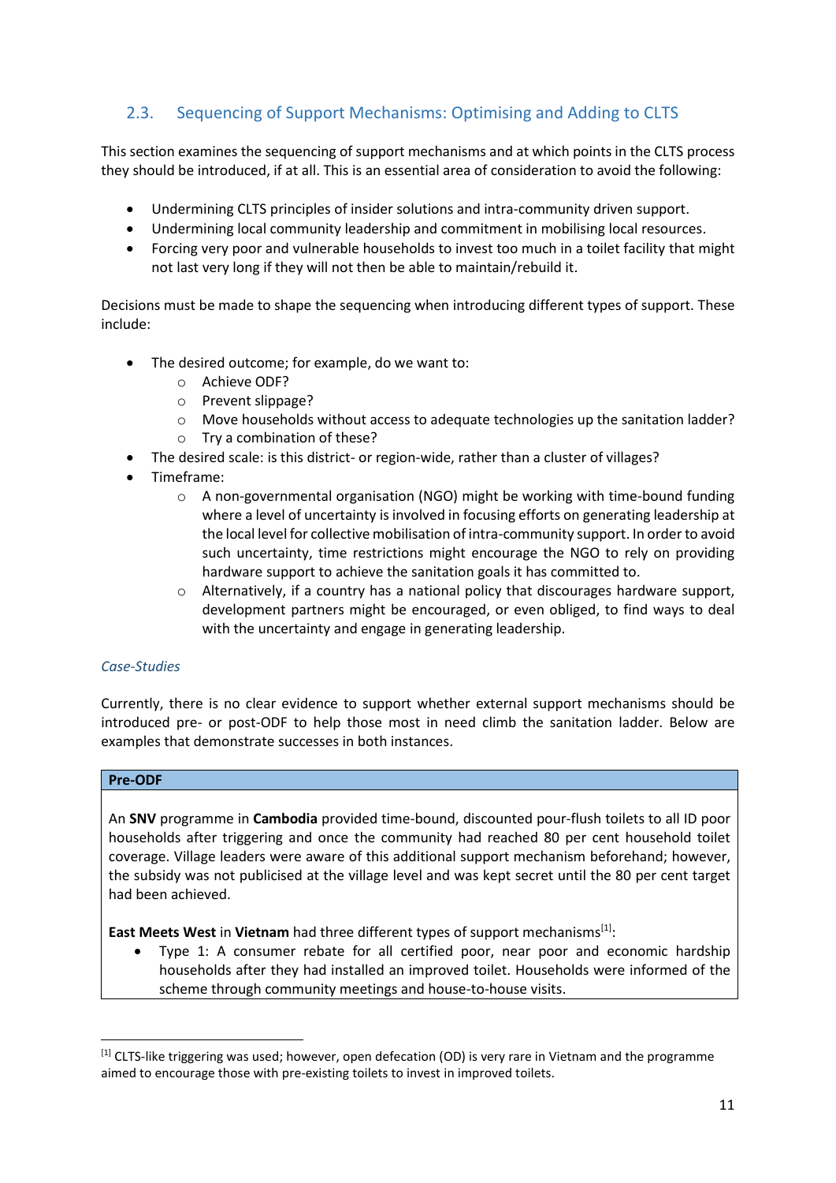## 2.3. Sequencing of Support Mechanisms: Optimising and Adding to CLTS

This section examines the sequencing of support mechanisms and at which points in the CLTS process they should be introduced, if at all. This is an essential area of consideration to avoid the following:

- Undermining CLTS principles of insider solutions and intra-community driven support.
- Undermining local community leadership and commitment in mobilising local resources.
- Forcing very poor and vulnerable households to invest too much in a toilet facility that might not last very long if they will not then be able to maintain/rebuild it.

Decisions must be made to shape the sequencing when introducing different types of support. These include:

- The desired outcome; for example, do we want to:
  - Achieve ODF?
  - Prevent slippage?
  - Move households without access to adequate technologies up the sanitation ladder?
  - Try a combination of these?
- The desired scale: is this district- or region-wide, rather than a cluster of villages?
- Timeframe:
  - A non-governmental organisation (NGO) might be working with time-bound funding where a level of uncertainty is involved in focusing efforts on generating leadership at the local level for collective mobilisation of intra-community support. In order to avoid such uncertainty, time restrictions might encourage the NGO to rely on providing hardware support to achieve the sanitation goals it has committed to.
  - Alternatively, if a country has a national policy that discourages hardware support, development partners might be encouraged, or even obliged, to find ways to deal with the uncertainty and engage in generating leadership.

*Case-Studies*

Currently, there is no clear evidence to support whether external support mechanisms should be introduced pre- or post-ODF to help those most in need climb the sanitation ladder. Below are examples that demonstrate successes in both instances.

**Pre-ODF**

An **SNV** programme in **Cambodia** provided time-bound, discounted pour-flush toilets to all ID poor households after triggering and once the community had reached 80 per cent household toilet coverage. Village leaders were aware of this additional support mechanism beforehand; however, the subsidy was not publicised at the village level and was kept secret until the 80 per cent target had been achieved.

**East Meets West** in **Vietnam** had three different types of support mechanisms[1]:

- Type 1: A consumer rebate for all certified poor, near poor and economic hardship households after they had installed an improved toilet. Households were informed of the scheme through community meetings and house-to-house visits.

[1] CLTS-like triggering was used; however, open defecation (OD) is very rare in Vietnam and the programme aimed to encourage those with pre-existing toilets to invest in improved toilets.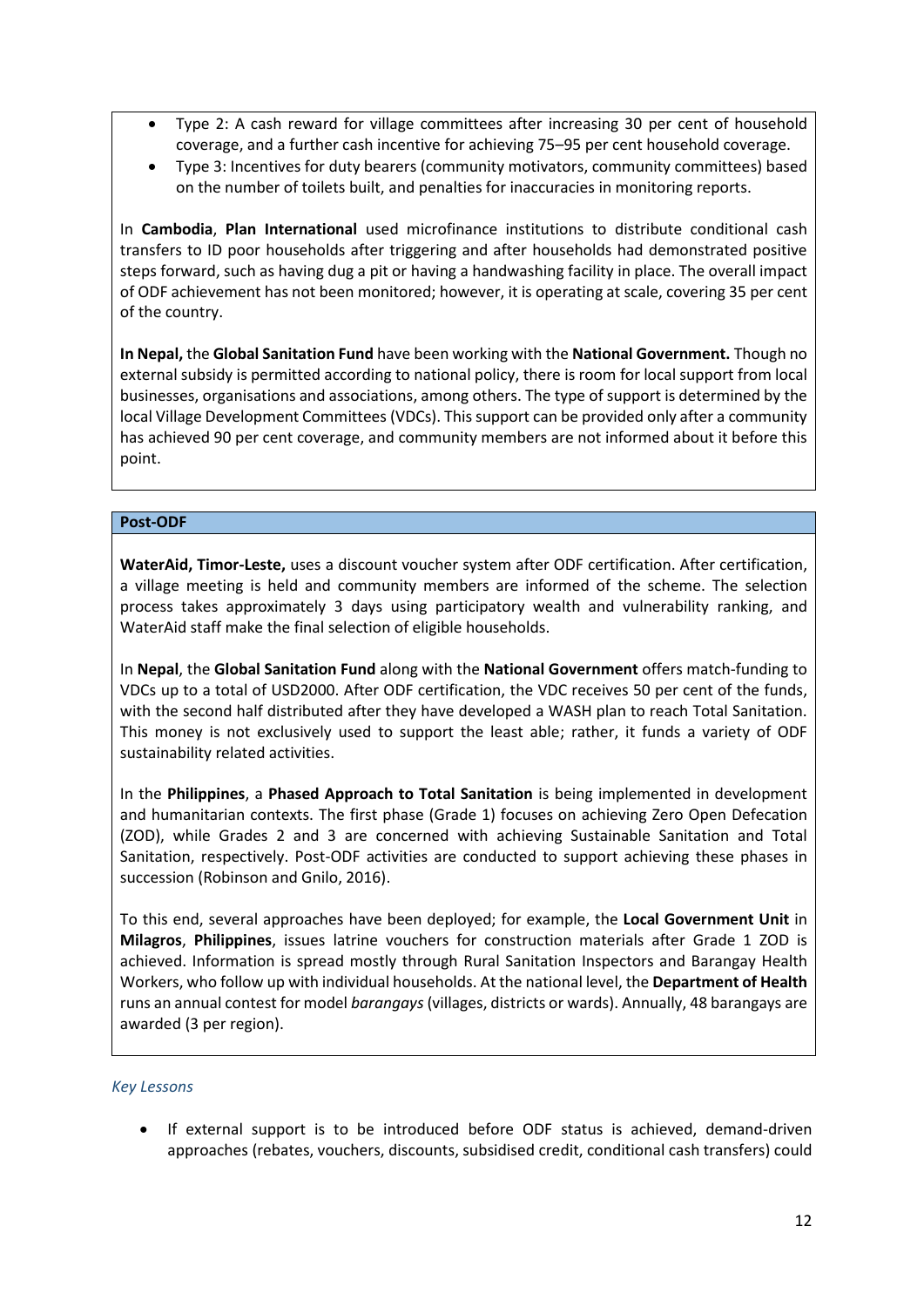- Type 2: A cash reward for village committees after increasing 30 per cent of household coverage, and a further cash incentive for achieving 75–95 per cent household coverage.
- Type 3: Incentives for duty bearers (community motivators, community committees) based on the number of toilets built, and penalties for inaccuracies in monitoring reports.

In **Cambodia**, **Plan International** used microfinance institutions to distribute conditional cash transfers to ID poor households after triggering and after households had demonstrated positive steps forward, such as having dug a pit or having a handwashing facility in place. The overall impact of ODF achievement has not been monitored; however, it is operating at scale, covering 35 per cent of the country.

**In Nepal,** the **Global Sanitation Fund** have been working with the **National Government.** Though no external subsidy is permitted according to national policy, there is room for local support from local businesses, organisations and associations, among others. The type of support is determined by the local Village Development Committees (VDCs). This support can be provided only after a community has achieved 90 per cent coverage, and community members are not informed about it before this point.

**Post-ODF**

**WaterAid, Timor-Leste,** uses a discount voucher system after ODF certification. After certification, a village meeting is held and community members are informed of the scheme. The selection process takes approximately 3 days using participatory wealth and vulnerability ranking, and WaterAid staff make the final selection of eligible households.

In **Nepal**, the **Global Sanitation Fund** along with the **National Government** offers match-funding to VDCs up to a total of USD2000. After ODF certification, the VDC receives 50 per cent of the funds, with the second half distributed after they have developed a WASH plan to reach Total Sanitation. This money is not exclusively used to support the least able; rather, it funds a variety of ODF sustainability related activities.

In the **Philippines**, a **Phased Approach to Total Sanitation** is being implemented in development and humanitarian contexts. The first phase (Grade 1) focuses on achieving Zero Open Defecation (ZOD), while Grades 2 and 3 are concerned with achieving Sustainable Sanitation and Total Sanitation, respectively. Post-ODF activities are conducted to support achieving these phases in succession (Robinson and Gnilo, 2016).

To this end, several approaches have been deployed; for example, the **Local Government Unit** in **Milagros**, **Philippines**, issues latrine vouchers for construction materials after Grade 1 ZOD is achieved. Information is spread mostly through Rural Sanitation Inspectors and Barangay Health Workers, who follow up with individual households. At the national level, the **Department of Health** runs an annual contest for model *barangays* (villages, districts or wards). Annually, 48 barangays are awarded (3 per region).

*Key Lessons*

- If external support is to be introduced before ODF status is achieved, demand-driven approaches (rebates, vouchers, discounts, subsidised credit, conditional cash transfers) could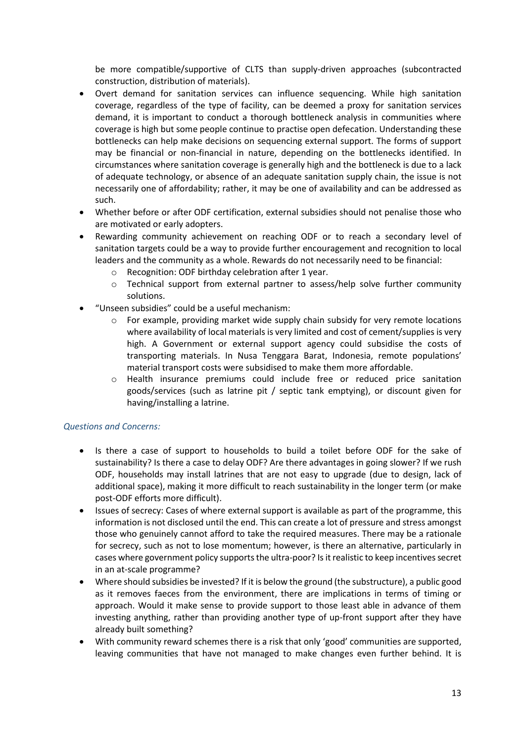be more compatible/supportive of CLTS than supply-driven approaches (subcontracted construction, distribution of materials).

- Overt demand for sanitation services can influence sequencing. While high sanitation coverage, regardless of the type of facility, can be deemed a proxy for sanitation services demand, it is important to conduct a thorough bottleneck analysis in communities where coverage is high but some people continue to practise open defecation. Understanding these bottlenecks can help make decisions on sequencing external support. The forms of support may be financial or non-financial in nature, depending on the bottlenecks identified. In circumstances where sanitation coverage is generally high and the bottleneck is due to a lack of adequate technology, or absence of an adequate sanitation supply chain, the issue is not necessarily one of affordability; rather, it may be one of availability and can be addressed as such.
- Whether before or after ODF certification, external subsidies should not penalise those who are motivated or early adopters.
- Rewarding community achievement on reaching ODF or to reach a secondary level of sanitation targets could be a way to provide further encouragement and recognition to local leaders and the community as a whole. Rewards do not necessarily need to be financial:
  - Recognition: ODF birthday celebration after 1 year.
  - Technical support from external partner to assess/help solve further community solutions.
- "Unseen subsidies" could be a useful mechanism:
  - For example, providing market wide supply chain subsidy for very remote locations where availability of local materials is very limited and cost of cement/supplies is very high. A Government or external support agency could subsidise the costs of transporting materials. In Nusa Tenggara Barat, Indonesia, remote populations' material transport costs were subsidised to make them more affordable.
  - Health insurance premiums could include free or reduced price sanitation goods/services (such as latrine pit / septic tank emptying), or discount given for having/installing a latrine.

*Questions and Concerns:*

- Is there a case of support to households to build a toilet before ODF for the sake of sustainability? Is there a case to delay ODF? Are there advantages in going slower? If we rush ODF, households may install latrines that are not easy to upgrade (due to design, lack of additional space), making it more difficult to reach sustainability in the longer term (or make post-ODF efforts more difficult).
- Issues of secrecy: Cases of where external support is available as part of the programme, this information is not disclosed until the end. This can create a lot of pressure and stress amongst those who genuinely cannot afford to take the required measures. There may be a rationale for secrecy, such as not to lose momentum; however, is there an alternative, particularly in cases where government policy supports the ultra-poor? Is it realistic to keep incentives secret in an at-scale programme?
- Where should subsidies be invested? If it is below the ground (the substructure), a public good as it removes faeces from the environment, there are implications in terms of timing or approach. Would it make sense to provide support to those least able in advance of them investing anything, rather than providing another type of up-front support after they have already built something?
- With community reward schemes there is a risk that only 'good' communities are supported, leaving communities that have not managed to make changes even further behind. It is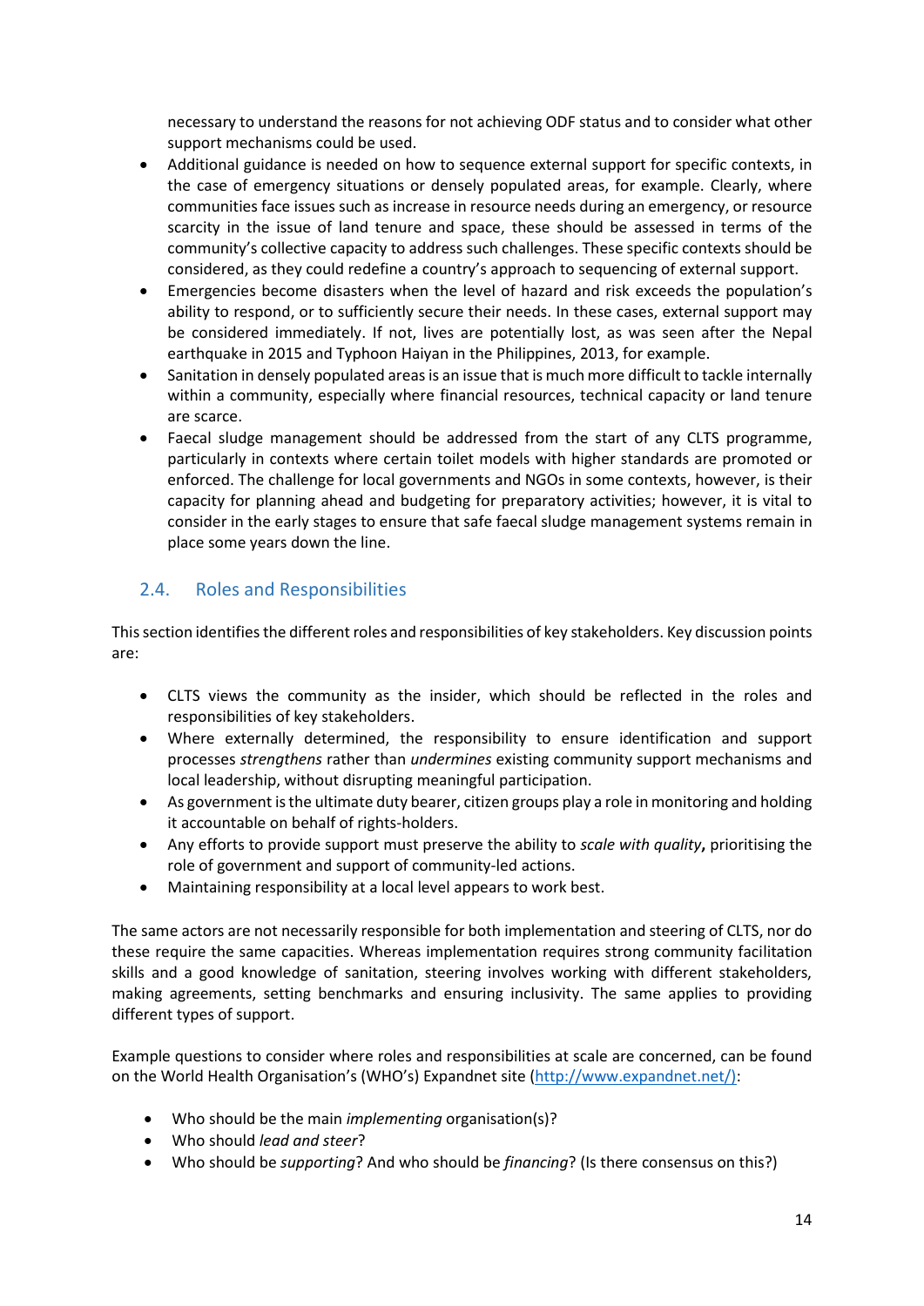necessary to understand the reasons for not achieving ODF status and to consider what other support mechanisms could be used.

- Additional guidance is needed on how to sequence external support for specific contexts, in the case of emergency situations or densely populated areas, for example. Clearly, where communities face issues such as increase in resource needs during an emergency, or resource scarcity in the issue of land tenure and space, these should be assessed in terms of the community's collective capacity to address such challenges. These specific contexts should be considered, as they could redefine a country's approach to sequencing of external support.
- Emergencies become disasters when the level of hazard and risk exceeds the population's ability to respond, or to sufficiently secure their needs. In these cases, external support may be considered immediately. If not, lives are potentially lost, as was seen after the Nepal earthquake in 2015 and Typhoon Haiyan in the Philippines, 2013, for example.
- Sanitation in densely populated areas is an issue that is much more difficult to tackle internally within a community, especially where financial resources, technical capacity or land tenure are scarce.
- Faecal sludge management should be addressed from the start of any CLTS programme, particularly in contexts where certain toilet models with higher standards are promoted or enforced. The challenge for local governments and NGOs in some contexts, however, is their capacity for planning ahead and budgeting for preparatory activities; however, it is vital to consider in the early stages to ensure that safe faecal sludge management systems remain in place some years down the line.

## 2.4. Roles and Responsibilities

This section identifies the different roles and responsibilities of key stakeholders. Key discussion points are:

- CLTS views the community as the insider, which should be reflected in the roles and responsibilities of key stakeholders.
- Where externally determined, the responsibility to ensure identification and support processes *strengthens* rather than *undermines* existing community support mechanisms and local leadership, without disrupting meaningful participation.
- As government is the ultimate duty bearer, citizen groups play a role in monitoring and holding it accountable on behalf of rights-holders.
- Any efforts to provide support must preserve the ability to *scale with quality*, prioritising the role of government and support of community-led actions.
- Maintaining responsibility at a local level appears to work best.

The same actors are not necessarily responsible for both implementation and steering of CLTS, nor do these require the same capacities. Whereas implementation requires strong community facilitation skills and a good knowledge of sanitation, steering involves working with different stakeholders, making agreements, setting benchmarks and ensuring inclusivity. The same applies to providing different types of support.

Example questions to consider where roles and responsibilities at scale are concerned, can be found on the World Health Organisation's (WHO's) Expandnet site (http://www.expandnet.net/):

- Who should be the main *implementing* organisation(s)?
- Who should *lead and steer*?
- Who should be *supporting*? And who should be *financing*? (Is there consensus on this?)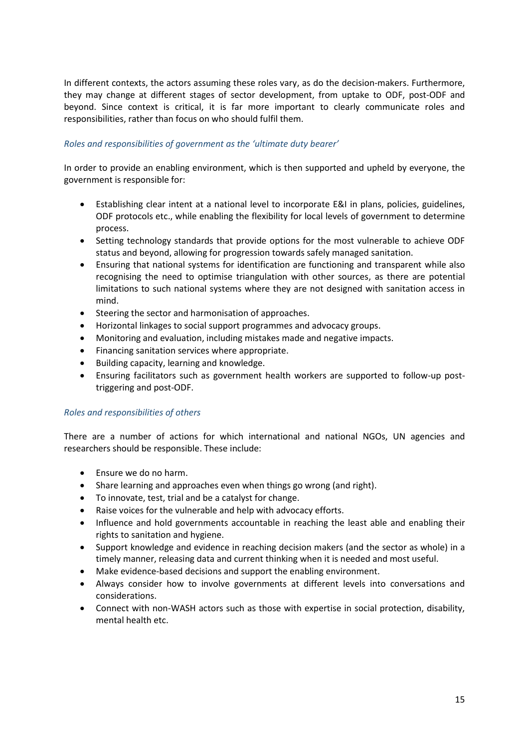In different contexts, the actors assuming these roles vary, as do the decision-makers. Furthermore, they may change at different stages of sector development, from uptake to ODF, post-ODF and beyond. Since context is critical, it is far more important to clearly communicate roles and responsibilities, rather than focus on who should fulfil them.

*Roles and responsibilities of government as the 'ultimate duty bearer'*

In order to provide an enabling environment, which is then supported and upheld by everyone, the government is responsible for:

- Establishing clear intent at a national level to incorporate E&I in plans, policies, guidelines, ODF protocols etc., while enabling the flexibility for local levels of government to determine process.
- Setting technology standards that provide options for the most vulnerable to achieve ODF status and beyond, allowing for progression towards safely managed sanitation.
- Ensuring that national systems for identification are functioning and transparent while also recognising the need to optimise triangulation with other sources, as there are potential limitations to such national systems where they are not designed with sanitation access in mind.
- Steering the sector and harmonisation of approaches.
- Horizontal linkages to social support programmes and advocacy groups.
- Monitoring and evaluation, including mistakes made and negative impacts.
- Financing sanitation services where appropriate.
- Building capacity, learning and knowledge.
- Ensuring facilitators such as government health workers are supported to follow-up post-triggering and post-ODF.

*Roles and responsibilities of others*

There are a number of actions for which international and national NGOs, UN agencies and researchers should be responsible. These include:

- Ensure we do no harm.
- Share learning and approaches even when things go wrong (and right).
- To innovate, test, trial and be a catalyst for change.
- Raise voices for the vulnerable and help with advocacy efforts.
- Influence and hold governments accountable in reaching the least able and enabling their rights to sanitation and hygiene.
- Support knowledge and evidence in reaching decision makers (and the sector as whole) in a timely manner, releasing data and current thinking when it is needed and most useful.
- Make evidence-based decisions and support the enabling environment.
- Always consider how to involve governments at different levels into conversations and considerations.
- Connect with non-WASH actors such as those with expertise in social protection, disability, mental health etc.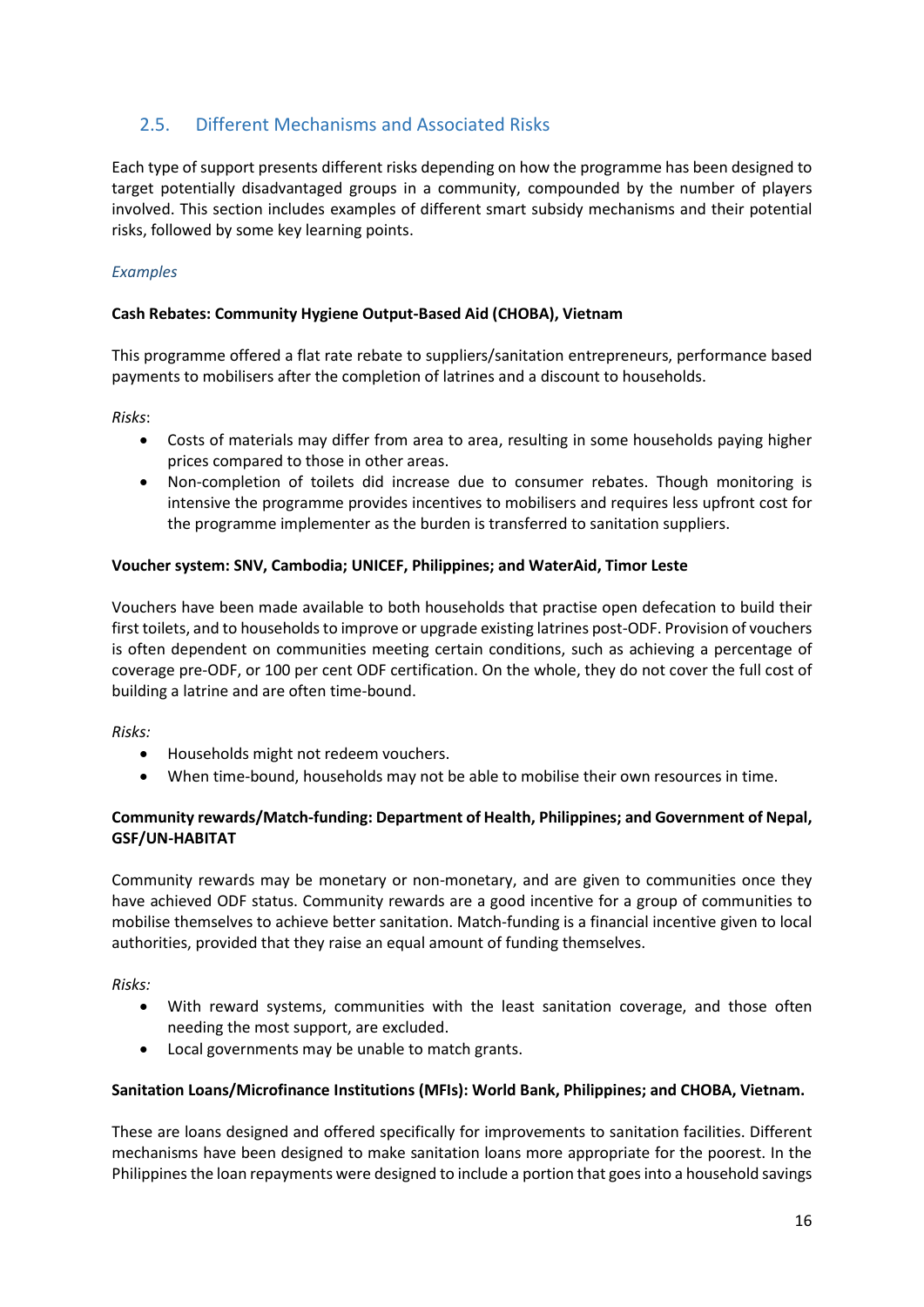## 2.5. Different Mechanisms and Associated Risks

Each type of support presents different risks depending on how the programme has been designed to target potentially disadvantaged groups in a community, compounded by the number of players involved. This section includes examples of different smart subsidy mechanisms and their potential risks, followed by some key learning points.

*Examples*

**Cash Rebates: Community Hygiene Output-Based Aid (CHOBA), Vietnam**

This programme offered a flat rate rebate to suppliers/sanitation entrepreneurs, performance based payments to mobilisers after the completion of latrines and a discount to households.

*Risks*:

- Costs of materials may differ from area to area, resulting in some households paying higher prices compared to those in other areas.
- Non-completion of toilets did increase due to consumer rebates. Though monitoring is intensive the programme provides incentives to mobilisers and requires less upfront cost for the programme implementer as the burden is transferred to sanitation suppliers.

**Voucher system: SNV, Cambodia; UNICEF, Philippines; and WaterAid, Timor Leste**

Vouchers have been made available to both households that practise open defecation to build their first toilets, and to households to improve or upgrade existing latrines post-ODF. Provision of vouchers is often dependent on communities meeting certain conditions, such as achieving a percentage of coverage pre-ODF, or 100 per cent ODF certification. On the whole, they do not cover the full cost of building a latrine and are often time-bound.

*Risks:*

- Households might not redeem vouchers.
- When time-bound, households may not be able to mobilise their own resources in time.

**Community rewards/Match-funding: Department of Health, Philippines; and Government of Nepal, GSF/UN-HABITAT**

Community rewards may be monetary or non-monetary, and are given to communities once they have achieved ODF status. Community rewards are a good incentive for a group of communities to mobilise themselves to achieve better sanitation. Match-funding is a financial incentive given to local authorities, provided that they raise an equal amount of funding themselves.

*Risks:*

- With reward systems, communities with the least sanitation coverage, and those often needing the most support, are excluded.
- Local governments may be unable to match grants.

**Sanitation Loans/Microfinance Institutions (MFIs): World Bank, Philippines; and CHOBA, Vietnam.**

These are loans designed and offered specifically for improvements to sanitation facilities. Different mechanisms have been designed to make sanitation loans more appropriate for the poorest. In the Philippines the loan repayments were designed to include a portion that goes into a household savings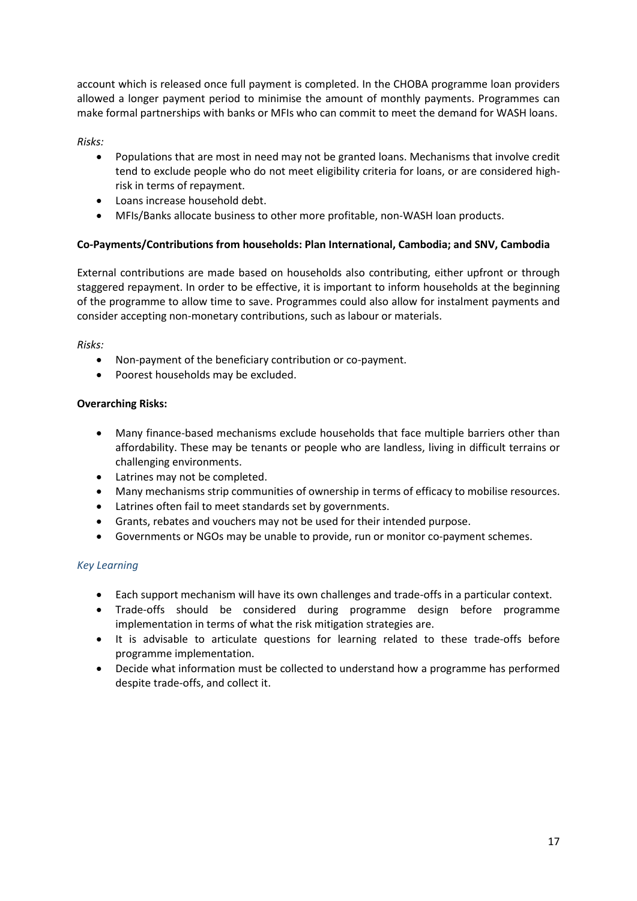account which is released once full payment is completed. In the CHOBA programme loan providers allowed a longer payment period to minimise the amount of monthly payments. Programmes can make formal partnerships with banks or MFIs who can commit to meet the demand for WASH loans.

*Risks:*

- Populations that are most in need may not be granted loans. Mechanisms that involve credit tend to exclude people who do not meet eligibility criteria for loans, or are considered high-risk in terms of repayment.
- Loans increase household debt.
- MFIs/Banks allocate business to other more profitable, non-WASH loan products.

**Co-Payments/Contributions from households: Plan International, Cambodia; and SNV, Cambodia**

External contributions are made based on households also contributing, either upfront or through staggered repayment. In order to be effective, it is important to inform households at the beginning of the programme to allow time to save. Programmes could also allow for instalment payments and consider accepting non-monetary contributions, such as labour or materials.

*Risks:*

- Non-payment of the beneficiary contribution or co-payment.
- Poorest households may be excluded.

**Overarching Risks:**

- Many finance-based mechanisms exclude households that face multiple barriers other than affordability. These may be tenants or people who are landless, living in difficult terrains or challenging environments.
- Latrines may not be completed.
- Many mechanisms strip communities of ownership in terms of efficacy to mobilise resources.
- Latrines often fail to meet standards set by governments.
- Grants, rebates and vouchers may not be used for their intended purpose.
- Governments or NGOs may be unable to provide, run or monitor co-payment schemes.

*Key Learning*

- Each support mechanism will have its own challenges and trade-offs in a particular context.
- Trade-offs should be considered during programme design before programme implementation in terms of what the risk mitigation strategies are.
- It is advisable to articulate questions for learning related to these trade-offs before programme implementation.
- Decide what information must be collected to understand how a programme has performed despite trade-offs, and collect it.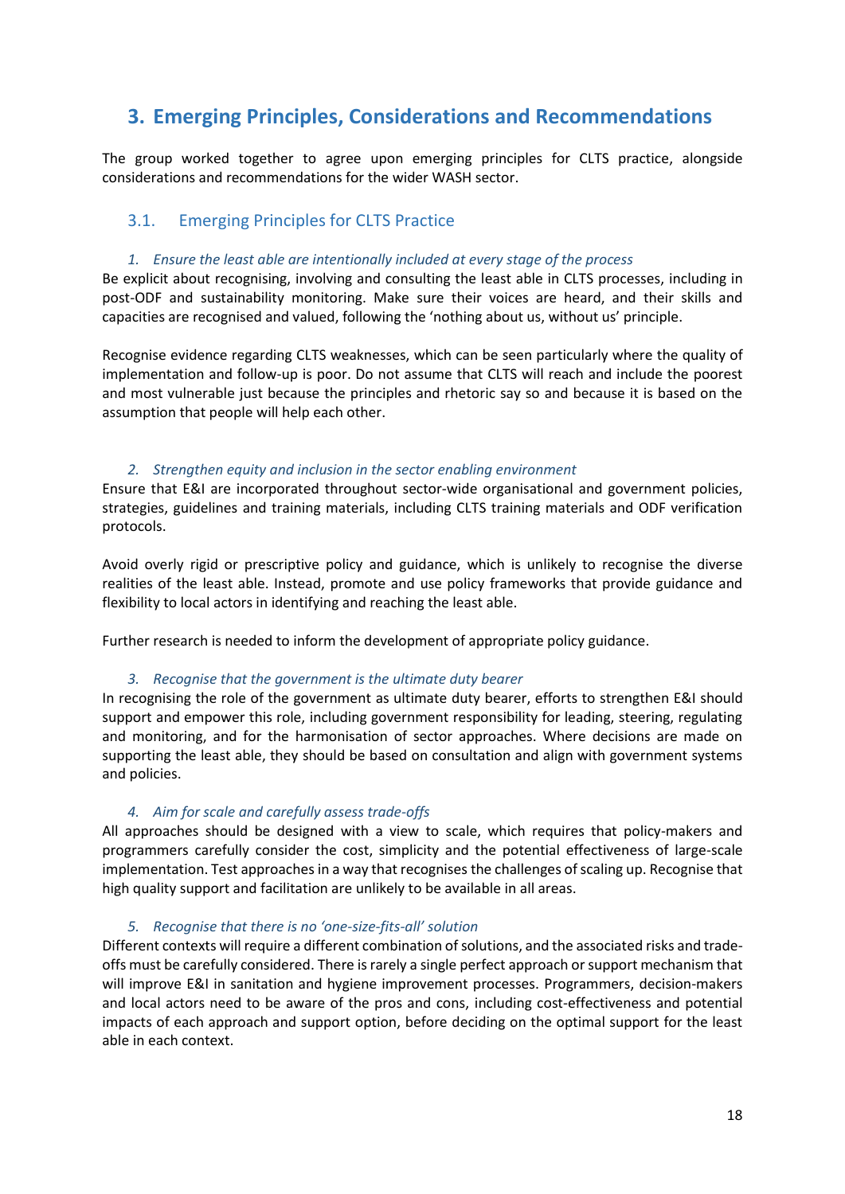## 3. Emerging Principles, Considerations and Recommendations

The group worked together to agree upon emerging principles for CLTS practice, alongside considerations and recommendations for the wider WASH sector.

### 3.1. Emerging Principles for CLTS Practice

*1. Ensure the least able are intentionally included at every stage of the process*

Be explicit about recognising, involving and consulting the least able in CLTS processes, including in post-ODF and sustainability monitoring. Make sure their voices are heard, and their skills and capacities are recognised and valued, following the 'nothing about us, without us' principle.

Recognise evidence regarding CLTS weaknesses, which can be seen particularly where the quality of implementation and follow-up is poor. Do not assume that CLTS will reach and include the poorest and most vulnerable just because the principles and rhetoric say so and because it is based on the assumption that people will help each other.

*2. Strengthen equity and inclusion in the sector enabling environment*

Ensure that E&I are incorporated throughout sector-wide organisational and government policies, strategies, guidelines and training materials, including CLTS training materials and ODF verification protocols.

Avoid overly rigid or prescriptive policy and guidance, which is unlikely to recognise the diverse realities of the least able. Instead, promote and use policy frameworks that provide guidance and flexibility to local actors in identifying and reaching the least able.

Further research is needed to inform the development of appropriate policy guidance.

*3. Recognise that the government is the ultimate duty bearer*

In recognising the role of the government as ultimate duty bearer, efforts to strengthen E&I should support and empower this role, including government responsibility for leading, steering, regulating and monitoring, and for the harmonisation of sector approaches. Where decisions are made on supporting the least able, they should be based on consultation and align with government systems and policies.

*4. Aim for scale and carefully assess trade-offs*

All approaches should be designed with a view to scale, which requires that policy-makers and programmers carefully consider the cost, simplicity and the potential effectiveness of large-scale implementation. Test approaches in a way that recognises the challenges of scaling up. Recognise that high quality support and facilitation are unlikely to be available in all areas.

*5. Recognise that there is no 'one-size-fits-all' solution*

Different contexts will require a different combination of solutions, and the associated risks and trade-offs must be carefully considered. There is rarely a single perfect approach or support mechanism that will improve E&I in sanitation and hygiene improvement processes. Programmers, decision-makers and local actors need to be aware of the pros and cons, including cost-effectiveness and potential impacts of each approach and support option, before deciding on the optimal support for the least able in each context.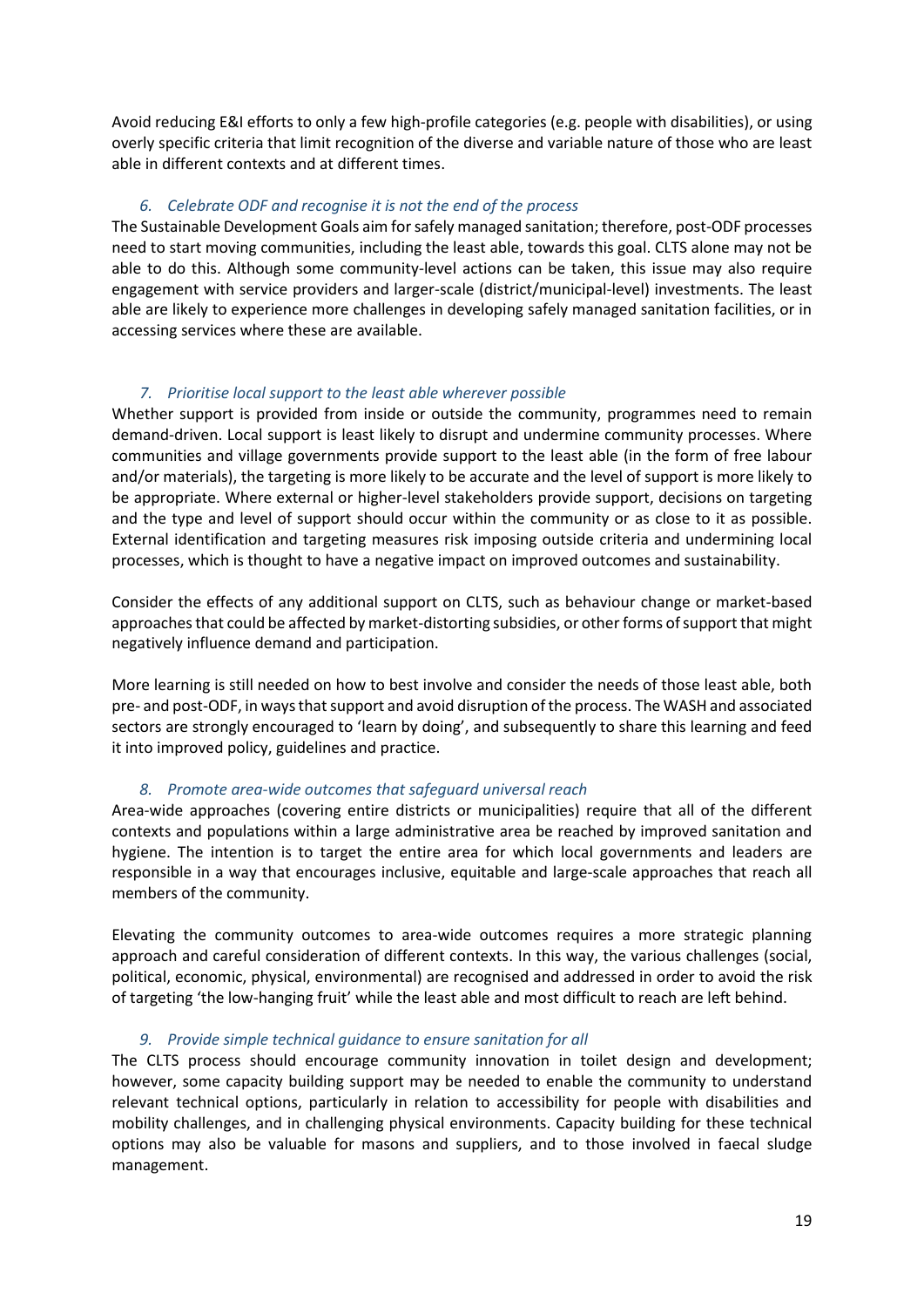Avoid reducing E&I efforts to only a few high-profile categories (e.g. people with disabilities), or using overly specific criteria that limit recognition of the diverse and variable nature of those who are least able in different contexts and at different times.

### *6. Celebrate ODF and recognise it is not the end of the process*

The Sustainable Development Goals aim for safely managed sanitation; therefore, post-ODF processes need to start moving communities, including the least able, towards this goal. CLTS alone may not be able to do this. Although some community-level actions can be taken, this issue may also require engagement with service providers and larger-scale (district/municipal-level) investments. The least able are likely to experience more challenges in developing safely managed sanitation facilities, or in accessing services where these are available.

### *7. Prioritise local support to the least able wherever possible*

Whether support is provided from inside or outside the community, programmes need to remain demand-driven. Local support is least likely to disrupt and undermine community processes. Where communities and village governments provide support to the least able (in the form of free labour and/or materials), the targeting is more likely to be accurate and the level of support is more likely to be appropriate. Where external or higher-level stakeholders provide support, decisions on targeting and the type and level of support should occur within the community or as close to it as possible. External identification and targeting measures risk imposing outside criteria and undermining local processes, which is thought to have a negative impact on improved outcomes and sustainability.

Consider the effects of any additional support on CLTS, such as behaviour change or market-based approaches that could be affected by market-distorting subsidies, or other forms of support that might negatively influence demand and participation.

More learning is still needed on how to best involve and consider the needs of those least able, both pre- and post-ODF, in ways that support and avoid disruption of the process. The WASH and associated sectors are strongly encouraged to 'learn by doing', and subsequently to share this learning and feed it into improved policy, guidelines and practice.

### *8. Promote area-wide outcomes that safeguard universal reach*

Area-wide approaches (covering entire districts or municipalities) require that all of the different contexts and populations within a large administrative area be reached by improved sanitation and hygiene. The intention is to target the entire area for which local governments and leaders are responsible in a way that encourages inclusive, equitable and large-scale approaches that reach all members of the community.

Elevating the community outcomes to area-wide outcomes requires a more strategic planning approach and careful consideration of different contexts. In this way, the various challenges (social, political, economic, physical, environmental) are recognised and addressed in order to avoid the risk of targeting 'the low-hanging fruit' while the least able and most difficult to reach are left behind.

### *9. Provide simple technical guidance to ensure sanitation for all*

The CLTS process should encourage community innovation in toilet design and development; however, some capacity building support may be needed to enable the community to understand relevant technical options, particularly in relation to accessibility for people with disabilities and mobility challenges, and in challenging physical environments. Capacity building for these technical options may also be valuable for masons and suppliers, and to those involved in faecal sludge management.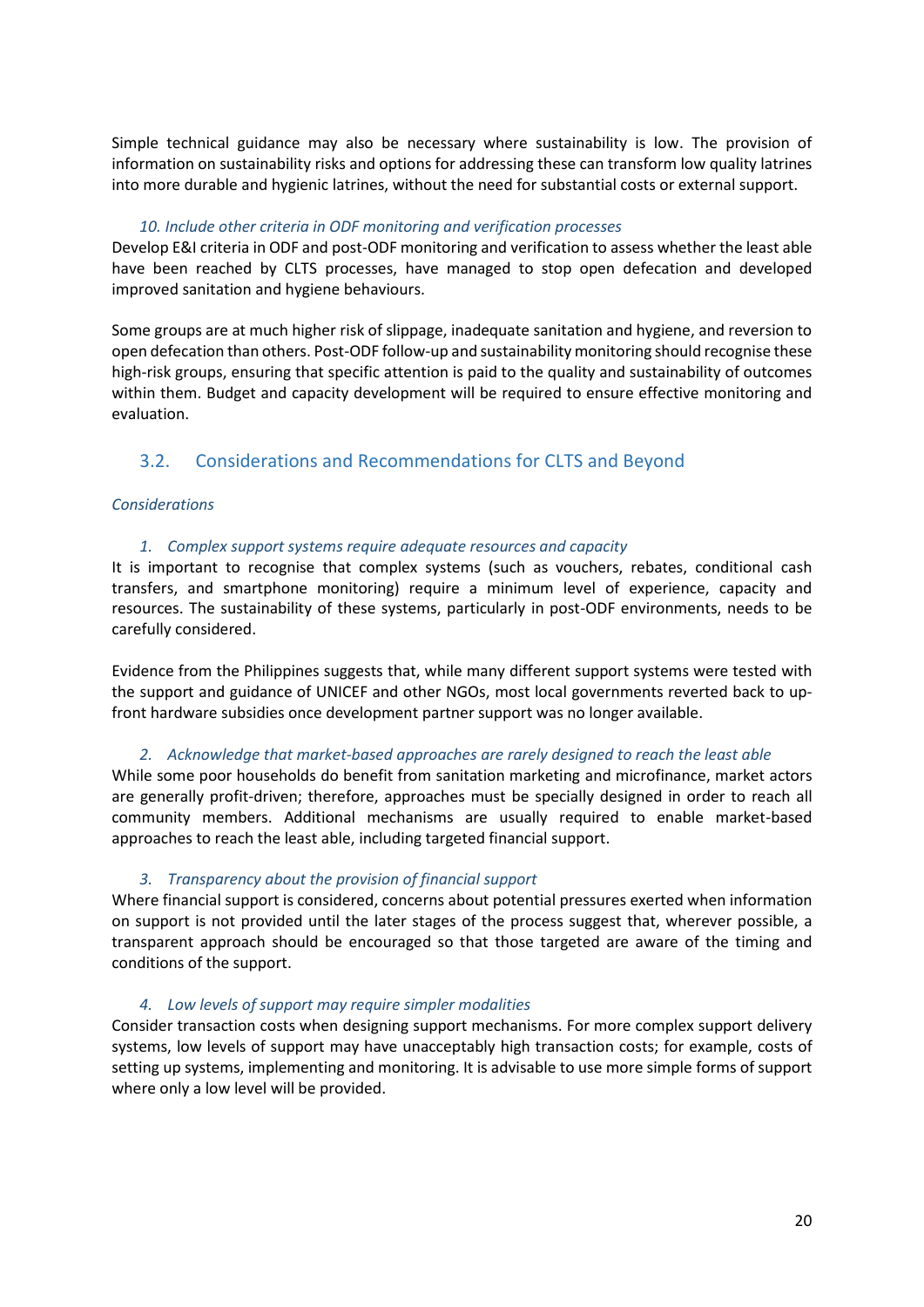Simple technical guidance may also be necessary where sustainability is low. The provision of information on sustainability risks and options for addressing these can transform low quality latrines into more durable and hygienic latrines, without the need for substantial costs or external support.

*10. Include other criteria in ODF monitoring and verification processes*

Develop E&I criteria in ODF and post-ODF monitoring and verification to assess whether the least able have been reached by CLTS processes, have managed to stop open defecation and developed improved sanitation and hygiene behaviours.

Some groups are at much higher risk of slippage, inadequate sanitation and hygiene, and reversion to open defecation than others. Post-ODF follow-up and sustainability monitoring should recognise these high-risk groups, ensuring that specific attention is paid to the quality and sustainability of outcomes within them. Budget and capacity development will be required to ensure effective monitoring and evaluation.

## 3.2. Considerations and Recommendations for CLTS and Beyond

*Considerations*

*1. Complex support systems require adequate resources and capacity*

It is important to recognise that complex systems (such as vouchers, rebates, conditional cash transfers, and smartphone monitoring) require a minimum level of experience, capacity and resources. The sustainability of these systems, particularly in post-ODF environments, needs to be carefully considered.

Evidence from the Philippines suggests that, while many different support systems were tested with the support and guidance of UNICEF and other NGOs, most local governments reverted back to up-front hardware subsidies once development partner support was no longer available.

*2. Acknowledge that market-based approaches are rarely designed to reach the least able*

While some poor households do benefit from sanitation marketing and microfinance, market actors are generally profit-driven; therefore, approaches must be specially designed in order to reach all community members. Additional mechanisms are usually required to enable market-based approaches to reach the least able, including targeted financial support.

*3. Transparency about the provision of financial support*

Where financial support is considered, concerns about potential pressures exerted when information on support is not provided until the later stages of the process suggest that, wherever possible, a transparent approach should be encouraged so that those targeted are aware of the timing and conditions of the support.

*4. Low levels of support may require simpler modalities*

Consider transaction costs when designing support mechanisms. For more complex support delivery systems, low levels of support may have unacceptably high transaction costs; for example, costs of setting up systems, implementing and monitoring. It is advisable to use more simple forms of support where only a low level will be provided.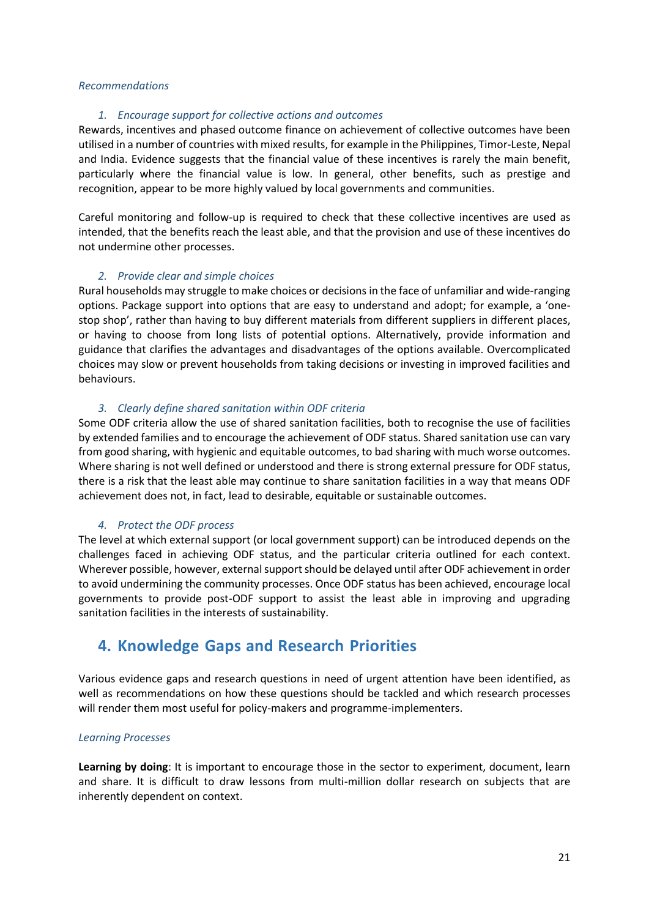*Recommendations*

1. *Encourage support for collective actions and outcomes*

Rewards, incentives and phased outcome finance on achievement of collective outcomes have been utilised in a number of countries with mixed results, for example in the Philippines, Timor-Leste, Nepal and India. Evidence suggests that the financial value of these incentives is rarely the main benefit, particularly where the financial value is low. In general, other benefits, such as prestige and recognition, appear to be more highly valued by local governments and communities.

Careful monitoring and follow-up is required to check that these collective incentives are used as intended, that the benefits reach the least able, and that the provision and use of these incentives do not undermine other processes.

2. *Provide clear and simple choices*

Rural households may struggle to make choices or decisions in the face of unfamiliar and wide-ranging options. Package support into options that are easy to understand and adopt; for example, a 'one-stop shop', rather than having to buy different materials from different suppliers in different places, or having to choose from long lists of potential options. Alternatively, provide information and guidance that clarifies the advantages and disadvantages of the options available. Overcomplicated choices may slow or prevent households from taking decisions or investing in improved facilities and behaviours.

3. *Clearly define shared sanitation within ODF criteria*

Some ODF criteria allow the use of shared sanitation facilities, both to recognise the use of facilities by extended families and to encourage the achievement of ODF status. Shared sanitation use can vary from good sharing, with hygienic and equitable outcomes, to bad sharing with much worse outcomes. Where sharing is not well defined or understood and there is strong external pressure for ODF status, there is a risk that the least able may continue to share sanitation facilities in a way that means ODF achievement does not, in fact, lead to desirable, equitable or sustainable outcomes.

4. *Protect the ODF process*

The level at which external support (or local government support) can be introduced depends on the challenges faced in achieving ODF status, and the particular criteria outlined for each context. Wherever possible, however, external support should be delayed until after ODF achievement in order to avoid undermining the community processes. Once ODF status has been achieved, encourage local governments to provide post-ODF support to assist the least able in improving and upgrading sanitation facilities in the interests of sustainability.

# 4. Knowledge Gaps and Research Priorities

Various evidence gaps and research questions in need of urgent attention have been identified, as well as recommendations on how these questions should be tackled and which research processes will render them most useful for policy-makers and programme-implementers.

*Learning Processes*

**Learning by doing**: It is important to encourage those in the sector to experiment, document, learn and share. It is difficult to draw lessons from multi-million dollar research on subjects that are inherently dependent on context.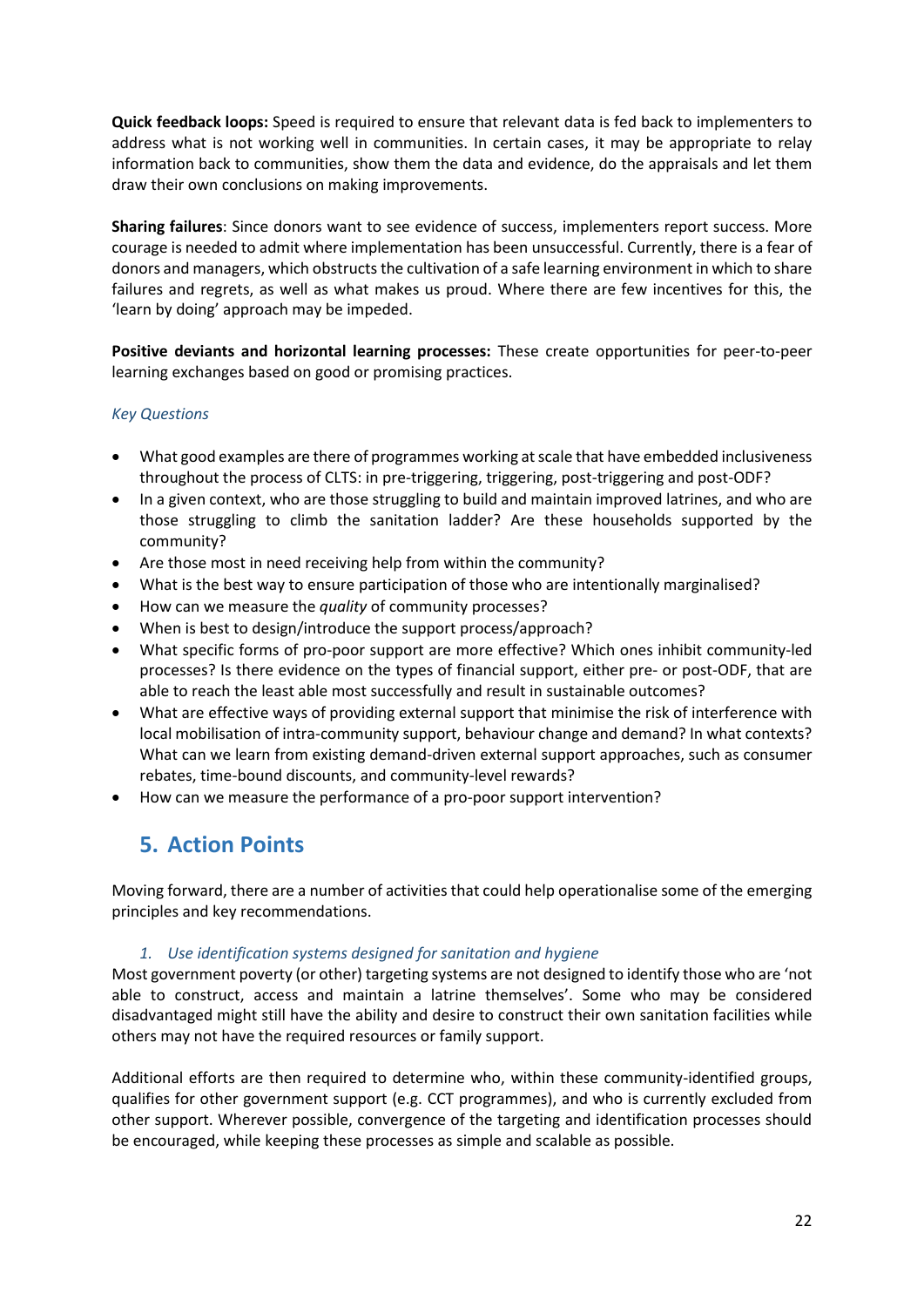**Quick feedback loops:** Speed is required to ensure that relevant data is fed back to implementers to address what is not working well in communities. In certain cases, it may be appropriate to relay information back to communities, show them the data and evidence, do the appraisals and let them draw their own conclusions on making improvements.

**Sharing failures**: Since donors want to see evidence of success, implementers report success. More courage is needed to admit where implementation has been unsuccessful. Currently, there is a fear of donors and managers, which obstructs the cultivation of a safe learning environment in which to share failures and regrets, as well as what makes us proud. Where there are few incentives for this, the 'learn by doing' approach may be impeded.

**Positive deviants and horizontal learning processes:** These create opportunities for peer-to-peer learning exchanges based on good or promising practices.

*Key Questions*

- What good examples are there of programmes working at scale that have embedded inclusiveness throughout the process of CLTS: in pre-triggering, triggering, post-triggering and post-ODF?
- In a given context, who are those struggling to build and maintain improved latrines, and who are those struggling to climb the sanitation ladder? Are these households supported by the community?
- Are those most in need receiving help from within the community?
- What is the best way to ensure participation of those who are intentionally marginalised?
- How can we measure the *quality* of community processes?
- When is best to design/introduce the support process/approach?
- What specific forms of pro-poor support are more effective? Which ones inhibit community-led processes? Is there evidence on the types of financial support, either pre- or post-ODF, that are able to reach the least able most successfully and result in sustainable outcomes?
- What are effective ways of providing external support that minimise the risk of interference with local mobilisation of intra-community support, behaviour change and demand? In what contexts? What can we learn from existing demand-driven external support approaches, such as consumer rebates, time-bound discounts, and community-level rewards?
- How can we measure the performance of a pro-poor support intervention?

## 5. Action Points

Moving forward, there are a number of activities that could help operationalise some of the emerging principles and key recommendations.

*1. Use identification systems designed for sanitation and hygiene*

Most government poverty (or other) targeting systems are not designed to identify those who are 'not able to construct, access and maintain a latrine themselves'. Some who may be considered disadvantaged might still have the ability and desire to construct their own sanitation facilities while others may not have the required resources or family support.

Additional efforts are then required to determine who, within these community-identified groups, qualifies for other government support (e.g. CCT programmes), and who is currently excluded from other support. Wherever possible, convergence of the targeting and identification processes should be encouraged, while keeping these processes as simple and scalable as possible.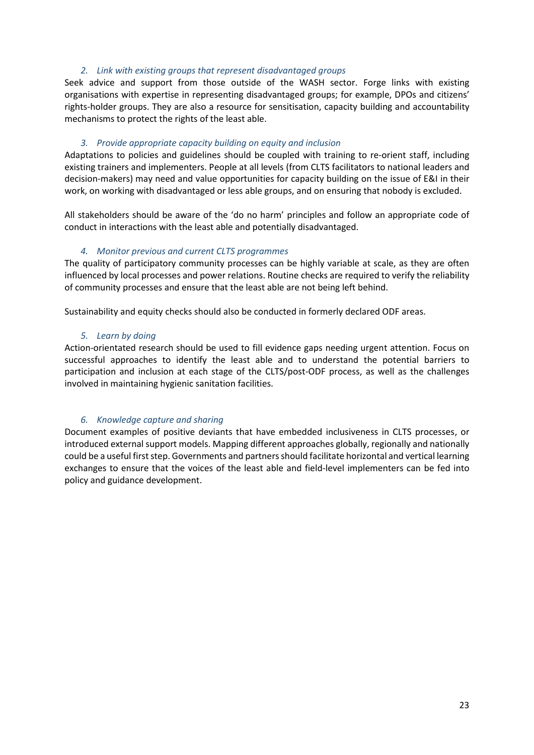*2. Link with existing groups that represent disadvantaged groups*

Seek advice and support from those outside of the WASH sector. Forge links with existing organisations with expertise in representing disadvantaged groups; for example, DPOs and citizens' rights-holder groups. They are also a resource for sensitisation, capacity building and accountability mechanisms to protect the rights of the least able.

*3. Provide appropriate capacity building on equity and inclusion*

Adaptations to policies and guidelines should be coupled with training to re-orient staff, including existing trainers and implementers. People at all levels (from CLTS facilitators to national leaders and decision-makers) may need and value opportunities for capacity building on the issue of E&I in their work, on working with disadvantaged or less able groups, and on ensuring that nobody is excluded.

All stakeholders should be aware of the 'do no harm' principles and follow an appropriate code of conduct in interactions with the least able and potentially disadvantaged.

*4. Monitor previous and current CLTS programmes*

The quality of participatory community processes can be highly variable at scale, as they are often influenced by local processes and power relations. Routine checks are required to verify the reliability of community processes and ensure that the least able are not being left behind.

Sustainability and equity checks should also be conducted in formerly declared ODF areas.

*5. Learn by doing*

Action-orientated research should be used to fill evidence gaps needing urgent attention. Focus on successful approaches to identify the least able and to understand the potential barriers to participation and inclusion at each stage of the CLTS/post-ODF process, as well as the challenges involved in maintaining hygienic sanitation facilities.

*6. Knowledge capture and sharing*

Document examples of positive deviants that have embedded inclusiveness in CLTS processes, or introduced external support models. Mapping different approaches globally, regionally and nationally could be a useful first step. Governments and partners should facilitate horizontal and vertical learning exchanges to ensure that the voices of the least able and field-level implementers can be fed into policy and guidance development.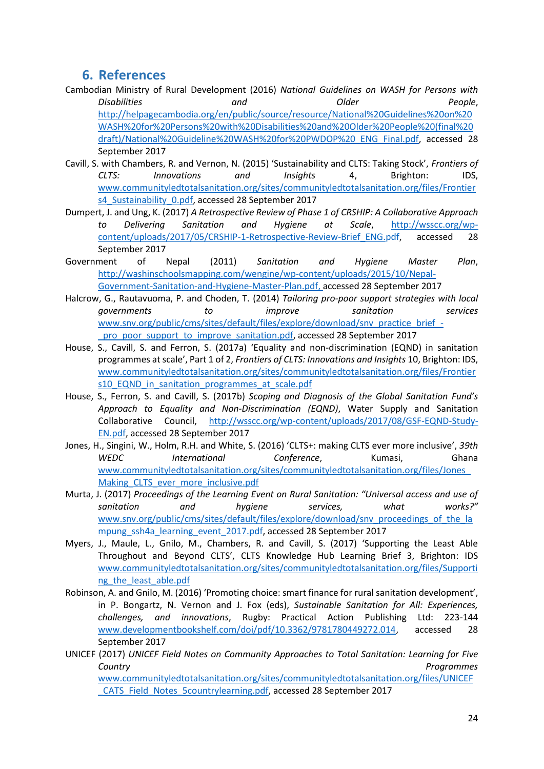## 6. References

Cambodian Ministry of Rural Development (2016) *National Guidelines on WASH for Persons with Disabilities and Older People*, http://helpagecambodia.org/en/public/source/resource/National%20Guidelines%20on%20WASH%20for%20Persons%20with%20Disabilities%20and%20Older%20People%20(final%20draft)/National%20Guideline%20WASH%20for%20PWDOP%20_ENG_Final.pdf, accessed 28 September 2017

Cavill, S. with Chambers, R. and Vernon, N. (2015) 'Sustainability and CLTS: Taking Stock', *Frontiers of CLTS: Innovations and Insights* 4, Brighton: IDS, www.communityledtotalsanitation.org/sites/communityledtotalsanitation.org/files/Frontiers4_Sustainability_0.pdf, accessed 28 September 2017

Dumpert, J. and Ung, K. (2017) *A Retrospective Review of Phase 1 of CRSHIP: A Collaborative Approach to Delivering Sanitation and Hygiene at Scale*, http://wsscc.org/wp-content/uploads/2017/05/CRSHIP-1-Retrospective-Review-Brief_ENG.pdf, accessed 28 September 2017

Government of Nepal (2011) *Sanitation and Hygiene Master Plan*, http://washinschoolsmapping.com/wengine/wp-content/uploads/2015/10/Nepal-Government-Sanitation-and-Hygiene-Master-Plan.pdf, accessed 28 September 2017

Halcrow, G., Rautavuoma, P. and Choden, T. (2014) *Tailoring pro-poor support strategies with local governments to improve sanitation services* www.snv.org/public/cms/sites/default/files/explore/download/snv_practice_brief_-_pro_poor_support_to_improve_sanitation.pdf, accessed 28 September 2017

House, S., Cavill, S. and Ferron, S. (2017a) 'Equality and non-discrimination (EQND) in sanitation programmes at scale', Part 1 of 2, *Frontiers of CLTS: Innovations and Insights* 10, Brighton: IDS, www.communityledtotalsanitation.org/sites/communityledtotalsanitation.org/files/Frontiers10_EQND_in_sanitation_programmes_at_scale.pdf

House, S., Ferron, S. and Cavill, S. (2017b) *Scoping and Diagnosis of the Global Sanitation Fund's Approach to Equality and Non-Discrimination (EQND)*, Water Supply and Sanitation Collaborative Council, http://wsscc.org/wp-content/uploads/2017/08/GSF-EQND-Study-EN.pdf, accessed 28 September 2017

Jones, H., Singini, W., Holm, R.H. and White, S. (2016) 'CLTS+: making CLTS ever more inclusive', *39th WEDC International Conference*, Kumasi, Ghana www.communityledtotalsanitation.org/sites/communityledtotalsanitation.org/files/Jones_Making_CLTS_ever_more_inclusive.pdf

Murta, J. (2017) *Proceedings of the Learning Event on Rural Sanitation: "Universal access and use of sanitation and hygiene services, what works?"* www.snv.org/public/cms/sites/default/files/explore/download/snv_proceedings_of_the_lampung_ssh4a_learning_event_2017.pdf, accessed 28 September 2017

Myers, J., Maule, L., Gnilo, M., Chambers, R. and Cavill, S. (2017) 'Supporting the Least Able Throughout and Beyond CLTS', CLTS Knowledge Hub Learning Brief 3, Brighton: IDS www.communityledtotalsanitation.org/sites/communityledtotalsanitation.org/files/Supporting_the_least_able.pdf

Robinson, A. and Gnilo, M. (2016) 'Promoting choice: smart finance for rural sanitation development', in P. Bongartz, N. Vernon and J. Fox (eds), *Sustainable Sanitation for All: Experiences, challenges, and innovations*, Rugby: Practical Action Publishing Ltd: 223-144 www.developmentbookshelf.com/doi/pdf/10.3362/9781780449272.014, accessed 28 September 2017

UNICEF (2017) *UNICEF Field Notes on Community Approaches to Total Sanitation: Learning for Five Country Programmes* www.communityledtotalsanitation.org/sites/communityledtotalsanitation.org/files/UNICEF_CATS_Field_Notes_5countrylearning.pdf, accessed 28 September 2017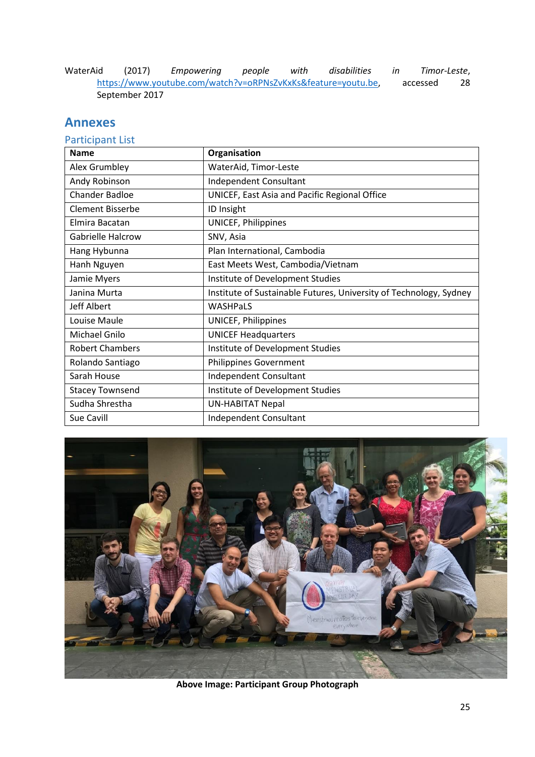WaterAid (2017) *Empowering people with disabilities in Timor-Leste*, https://www.youtube.com/watch?v=oRPNsZvKxKs&feature=youtu.be, accessed 28 September 2017

## Annexes

### Participant List

| Name | Organisation |
|---|---|
| Alex Grumbley | WaterAid, Timor-Leste |
| Andy Robinson | Independent Consultant |
| Chander Badloe | UNICEF, East Asia and Pacific Regional Office |
| Clement Bisserbe | ID Insight |
| Elmira Bacatan | UNICEF, Philippines |
| Gabrielle Halcrow | SNV, Asia |
| Hang Hybunna | Plan International, Cambodia |
| Hanh Nguyen | East Meets West, Cambodia/Vietnam |
| Jamie Myers | Institute of Development Studies |
| Janina Murta | Institute of Sustainable Futures, University of Technology, Sydney |
| Jeff Albert | WASHPaLS |
| Louise Maule | UNICEF, Philippines |
| Michael Gnilo | UNICEF Headquarters |
| Robert Chambers | Institute of Development Studies |
| Rolando Santiago | Philippines Government |
| Sarah House | Independent Consultant |
| Stacey Townsend | Institute of Development Studies |
| Sudha Shrestha | UN-HABITAT Nepal |
| Sue Cavill | Independent Consultant |

**Above Image: Participant Group Photograph**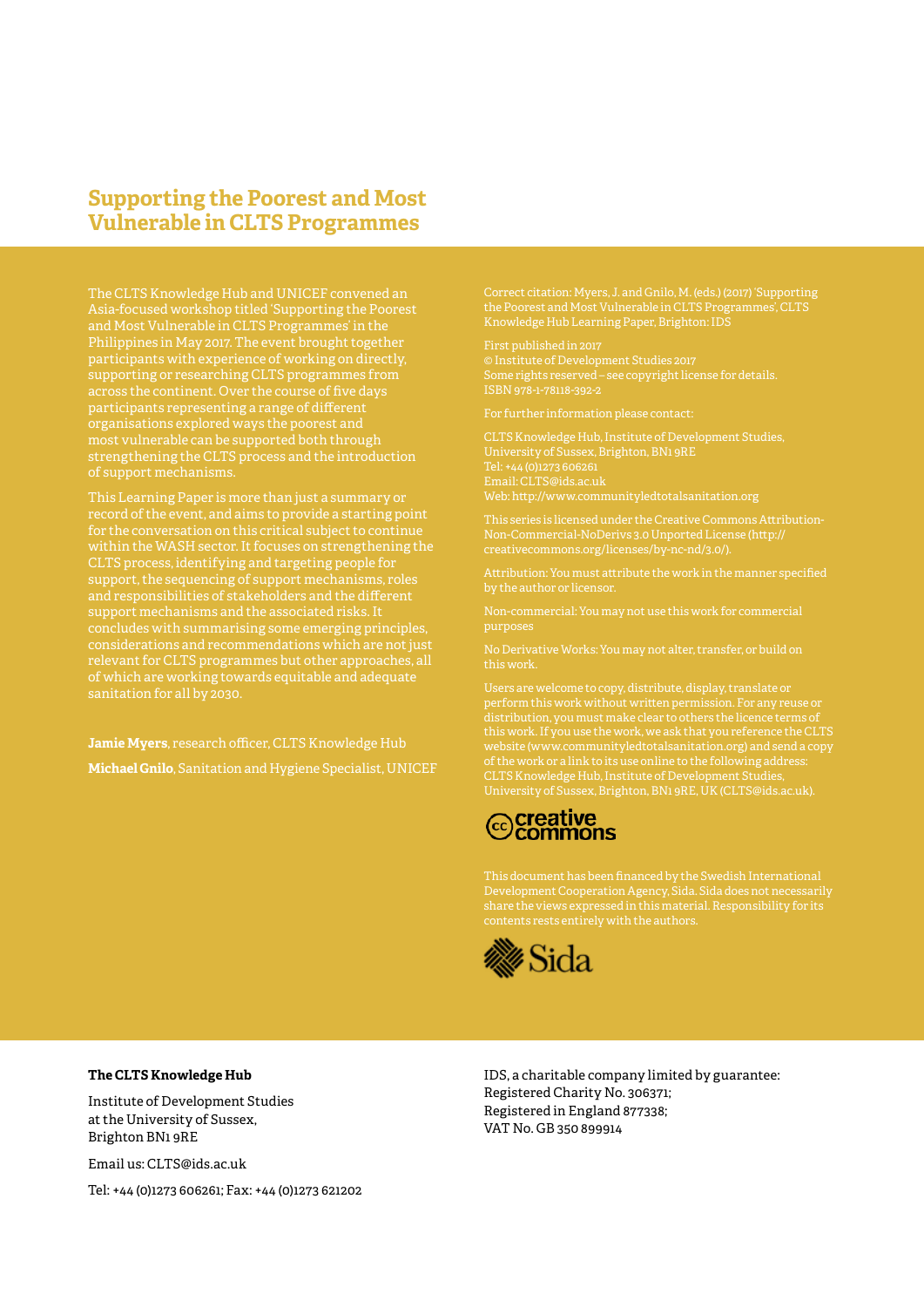# Supporting the Poorest and Most Vulnerable in CLTS Programmes

The CLTS Knowledge Hub and UNICEF convened an Asia-focused workshop titled 'Supporting the Poorest and Most Vulnerable in CLTS Programmes' in the Philippines in May 2017. The event brought together participants with experience of working on directly, supporting or researching CLTS programmes from across the continent. Over the course of five days participants representing a range of different organisations explored ways the poorest and most vulnerable can be supported both through strengthening the CLTS process and the introduction of support mechanisms.

This Learning Paper is more than just a summary or record of the event, and aims to provide a starting point for the conversation on this critical subject to continue within the WASH sector. It focuses on strengthening the CLTS process, identifying and targeting people for support, the sequencing of support mechanisms, roles and responsibilities of stakeholders and the different support mechanisms and the associated risks. It concludes with summarising some emerging principles, considerations and recommendations which are not just relevant for CLTS programmes but other approaches, all of which are working towards equitable and adequate sanitation for all by 2030.

**Jamie Myers**, research officer, CLTS Knowledge Hub

**Michael Gnilo**, Sanitation and Hygiene Specialist, UNICEF

Correct citation: Myers, J. and Gnilo, M. (eds.) (2017) 'Supporting the Poorest and Most Vulnerable in CLTS Programmes', CLTS Knowledge Hub Learning Paper, Brighton: IDS

First published in 2017
© Institute of Development Studies 2017
Some rights reserved – see copyright license for details.
ISBN 978-1-78118-392-2

For further information please contact:

CLTS Knowledge Hub, Institute of Development Studies, University of Sussex, Brighton, BN1 9RE
Tel: +44 (0)1273 606261
Email: CLTS@ids.ac.uk
Web: http://www.communityledtotalsanitation.org

This series is licensed under the Creative Commons Attribution-Non-Commercial-NoDerivs 3.0 Unported License (http://creativecommons.org/licenses/by-nc-nd/3.0/).

Attribution: You must attribute the work in the manner specified by the author or licensor.

Non-commercial: You may not use this work for commercial purposes

No Derivative Works: You may not alter, transfer, or build on this work.

Users are welcome to copy, distribute, display, translate or perform this work without written permission. For any reuse or distribution, you must make clear to others the licence terms of this work. If you use the work, we ask that you reference the CLTS website (www.communityledtotalsanitation.org) and send a copy of the work or a link to its use online to the following address: CLTS Knowledge Hub, Institute of Development Studies, University of Sussex, Brighton, BN1 9RE, UK (CLTS@ids.ac.uk).

creative commons

This document has been financed by the Swedish International Development Cooperation Agency, Sida. Sida does not necessarily share the views expressed in this material. Responsibility for its contents rests entirely with the authors.

Sida

**The CLTS Knowledge Hub**

Institute of Development Studies
at the University of Sussex,
Brighton BN1 9RE

Email us: CLTS@ids.ac.uk

Tel: +44 (0)1273 606261; Fax: +44 (0)1273 621202

IDS, a charitable company limited by guarantee:
Registered Charity No. 306371;
Registered in England 877338;
VAT No. GB 350 899914